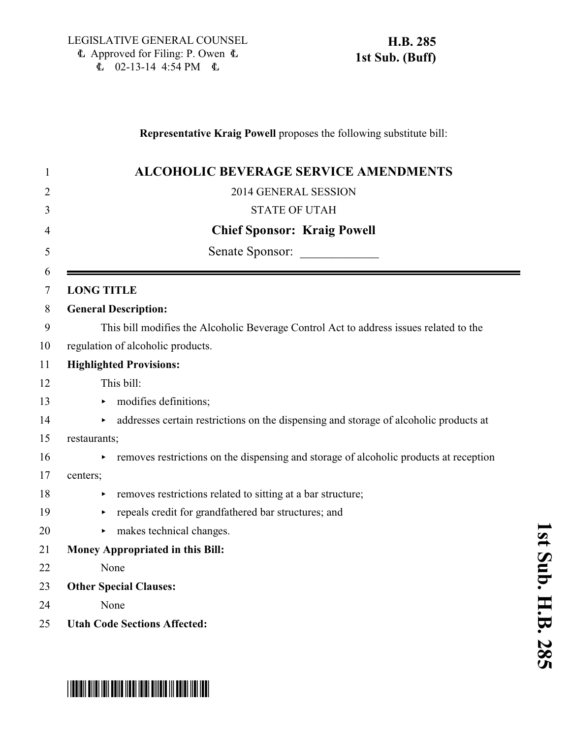LEGISLATIVE GENERAL COUNSEL
₤ Approved for Filing: P. Owen ₤
₤ 02-13-14 4:54 PM ₤

**H.B. 285**
**1st Sub. (Buff)**

**Representative Kraig Powell** proposes the following substitute bill:

# ALCOHOLIC BEVERAGE SERVICE AMENDMENTS

2014 GENERAL SESSION

STATE OF UTAH

**Chief Sponsor: Kraig Powell**

Senate Sponsor: ____________

**LONG TITLE**

**General Description:**

This bill modifies the Alcoholic Beverage Control Act to address issues related to the regulation of alcoholic products.

**Highlighted Provisions:**

This bill:

- modifies definitions;
- addresses certain restrictions on the dispensing and storage of alcoholic products at restaurants;
- removes restrictions on the dispensing and storage of alcoholic products at reception centers;
- removes restrictions related to sitting at a bar structure;
- repeals credit for grandfathered bar structures; and
- makes technical changes.

**Money Appropriated in this Bill:**

None

**Other Special Clauses:**

None

**Utah Code Sections Affected:**

1st Sub. H.B. 285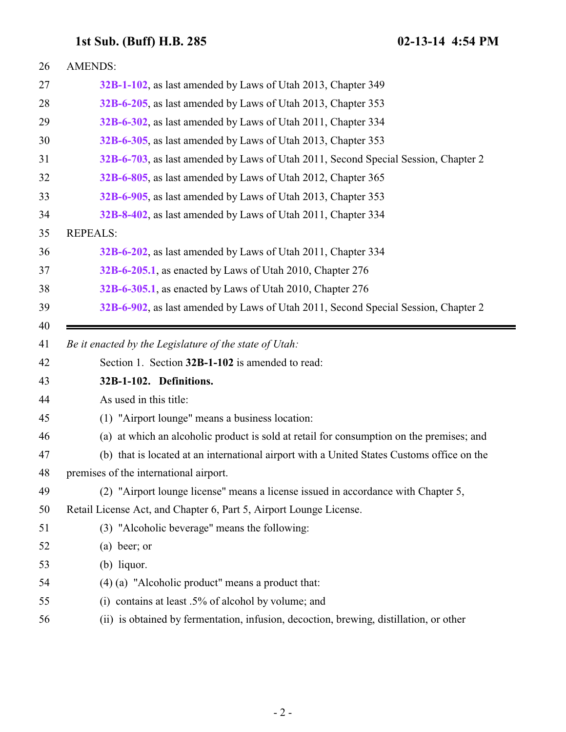AMENDS:

**32B-1-102**, as last amended by Laws of Utah 2013, Chapter 349

**32B-6-205**, as last amended by Laws of Utah 2013, Chapter 353

**32B-6-302**, as last amended by Laws of Utah 2011, Chapter 334

**32B-6-305**, as last amended by Laws of Utah 2013, Chapter 353

**32B-6-703**, as last amended by Laws of Utah 2011, Second Special Session, Chapter 2

**32B-6-805**, as last amended by Laws of Utah 2012, Chapter 365

**32B-6-905**, as last amended by Laws of Utah 2013, Chapter 353

**32B-8-402**, as last amended by Laws of Utah 2011, Chapter 334

REPEALS:

**32B-6-202**, as last amended by Laws of Utah 2011, Chapter 334

**32B-6-205.1**, as enacted by Laws of Utah 2010, Chapter 276

**32B-6-305.1**, as enacted by Laws of Utah 2010, Chapter 276

**32B-6-902**, as last amended by Laws of Utah 2011, Second Special Session, Chapter 2

---

*Be it enacted by the Legislature of the state of Utah:*

Section 1. Section **32B-1-102** is amended to read:

**32B-1-102. Definitions.**

As used in this title:

(1) "Airport lounge" means a business location:

(a) at which an alcoholic product is sold at retail for consumption on the premises; and

(b) that is located at an international airport with a United States Customs office on the premises of the international airport.

(2) "Airport lounge license" means a license issued in accordance with Chapter 5, Retail License Act, and Chapter 6, Part 5, Airport Lounge License.

(3) "Alcoholic beverage" means the following:

(a) beer; or

(b) liquor.

(4) (a) "Alcoholic product" means a product that:

(i) contains at least .5% of alcohol by volume; and

(ii) is obtained by fermentation, infusion, decoction, brewing, distillation, or other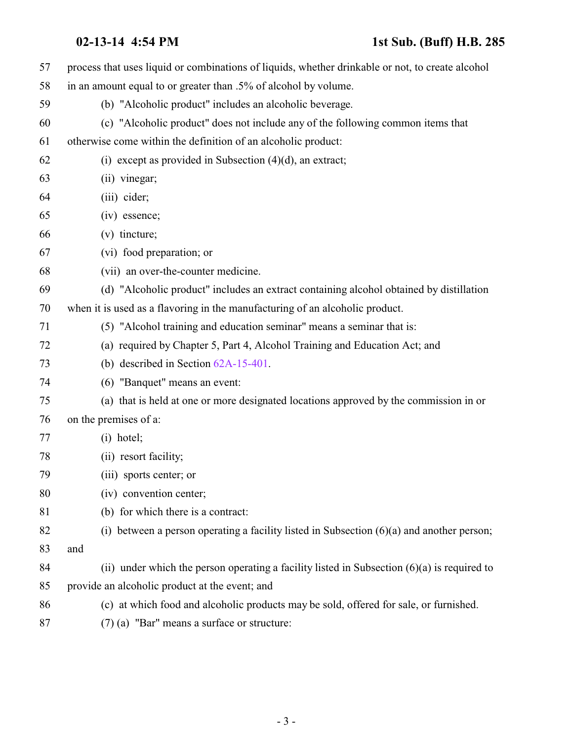process that uses liquid or combinations of liquids, whether drinkable or not, to create alcohol in an amount equal to or greater than .5% of alcohol by volume.

(b) "Alcoholic product" includes an alcoholic beverage.

(c) "Alcoholic product" does not include any of the following common items that otherwise come within the definition of an alcoholic product:

(i) except as provided in Subsection (4)(d), an extract;

(ii) vinegar;

(iii) cider;

(iv) essence;

(v) tincture;

(vi) food preparation; or

(vii) an over-the-counter medicine.

(d) "Alcoholic product" includes an extract containing alcohol obtained by distillation when it is used as a flavoring in the manufacturing of an alcoholic product.

(5) "Alcohol training and education seminar" means a seminar that is:

(a) required by Chapter 5, Part 4, Alcohol Training and Education Act; and

(b) described in Section 62A-15-401.

(6) "Banquet" means an event:

(a) that is held at one or more designated locations approved by the commission in or on the premises of a:

(i) hotel;

(ii) resort facility;

(iii) sports center; or

(iv) convention center;

(b) for which there is a contract:

(i) between a person operating a facility listed in Subsection (6)(a) and another person; and

(ii) under which the person operating a facility listed in Subsection (6)(a) is required to provide an alcoholic product at the event; and

(c) at which food and alcoholic products may be sold, offered for sale, or furnished.

(7) (a) "Bar" means a surface or structure: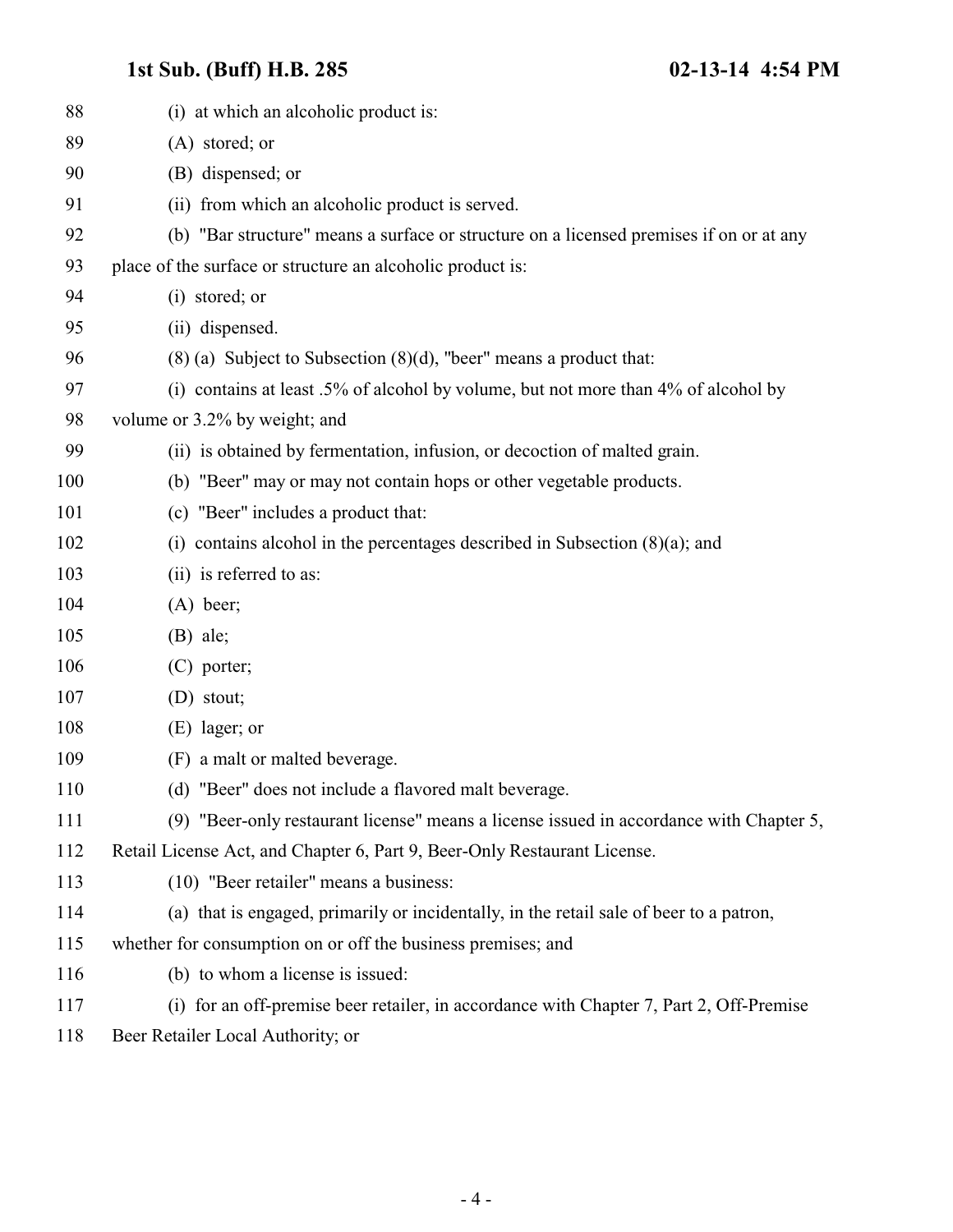(i) at which an alcoholic product is:

(A) stored; or

(B) dispensed; or

(ii) from which an alcoholic product is served.

(b) "Bar structure" means a surface or structure on a licensed premises if on or at any place of the surface or structure an alcoholic product is:

(i) stored; or

(ii) dispensed.

(8) (a) Subject to Subsection (8)(d), "beer" means a product that:

(i) contains at least .5% of alcohol by volume, but not more than 4% of alcohol by volume or 3.2% by weight; and

(ii) is obtained by fermentation, infusion, or decoction of malted grain.

(b) "Beer" may or may not contain hops or other vegetable products.

(c) "Beer" includes a product that:

(i) contains alcohol in the percentages described in Subsection (8)(a); and

(ii) is referred to as:

(A) beer;

(B) ale;

(C) porter;

(D) stout;

(E) lager; or

(F) a malt or malted beverage.

(d) "Beer" does not include a flavored malt beverage.

(9) "Beer-only restaurant license" means a license issued in accordance with Chapter 5, Retail License Act, and Chapter 6, Part 9, Beer-Only Restaurant License.

(10) "Beer retailer" means a business:

(a) that is engaged, primarily or incidentally, in the retail sale of beer to a patron, whether for consumption on or off the business premises; and

(b) to whom a license is issued:

(i) for an off-premise beer retailer, in accordance with Chapter 7, Part 2, Off-Premise Beer Retailer Local Authority; or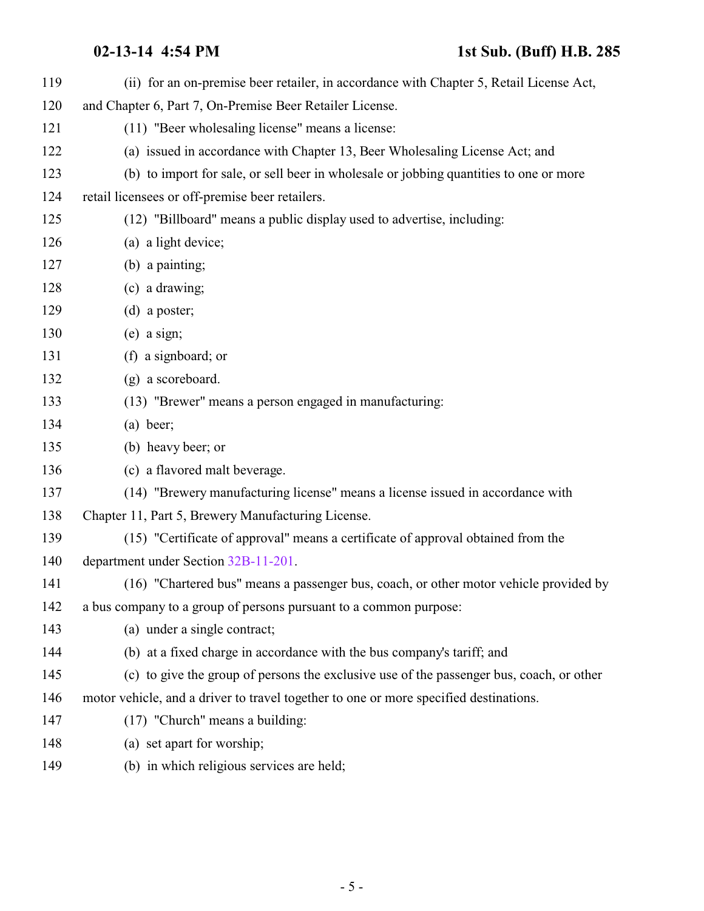(ii) for an on-premise beer retailer, in accordance with Chapter 5, Retail License Act, and Chapter 6, Part 7, On-Premise Beer Retailer License.

(11) "Beer wholesaling license" means a license:

(a) issued in accordance with Chapter 13, Beer Wholesaling License Act; and

(b) to import for sale, or sell beer in wholesale or jobbing quantities to one or more retail licensees or off-premise beer retailers.

(12) "Billboard" means a public display used to advertise, including:

(a) a light device;

(b) a painting;

(c) a drawing;

(d) a poster;

(e) a sign;

(f) a signboard; or

(g) a scoreboard.

(13) "Brewer" means a person engaged in manufacturing:

(a) beer;

(b) heavy beer; or

(c) a flavored malt beverage.

(14) "Brewery manufacturing license" means a license issued in accordance with Chapter 11, Part 5, Brewery Manufacturing License.

(15) "Certificate of approval" means a certificate of approval obtained from the department under Section 32B-11-201.

(16) "Chartered bus" means a passenger bus, coach, or other motor vehicle provided by a bus company to a group of persons pursuant to a common purpose:

(a) under a single contract;

(b) at a fixed charge in accordance with the bus company's tariff; and

(c) to give the group of persons the exclusive use of the passenger bus, coach, or other motor vehicle, and a driver to travel together to one or more specified destinations.

(17) "Church" means a building:

(a) set apart for worship;

(b) in which religious services are held;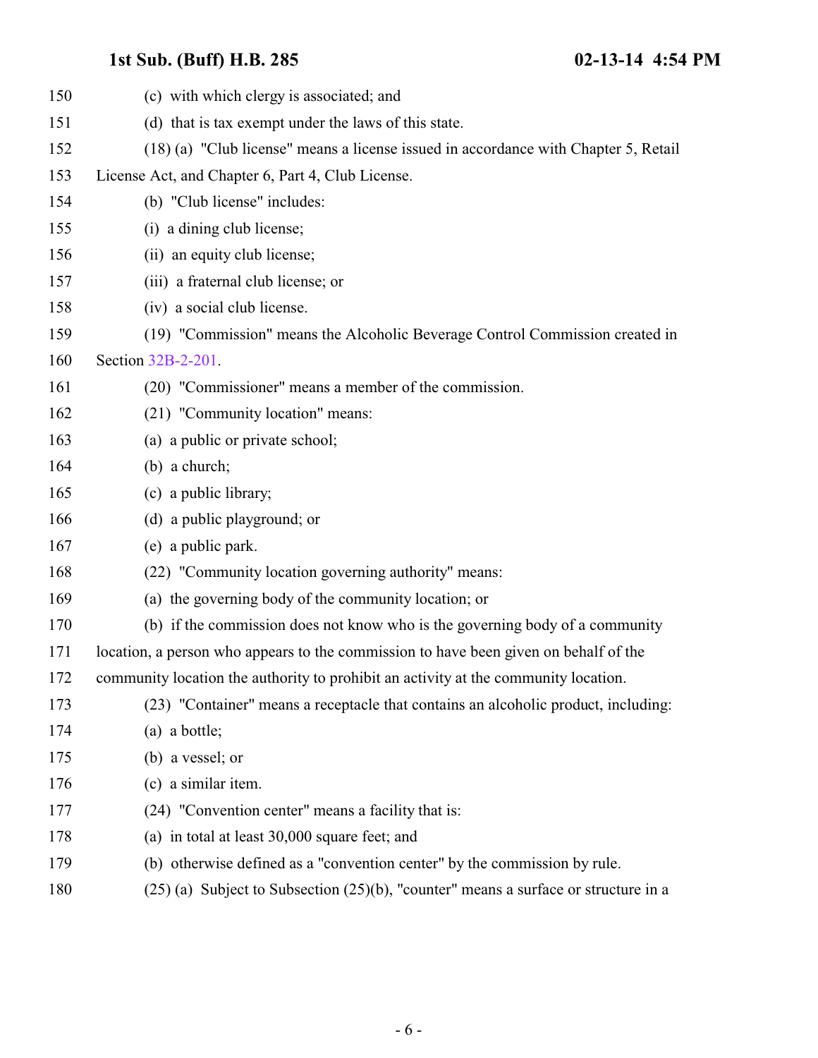(c) with which clergy is associated; and

(d) that is tax exempt under the laws of this state.

(18) (a) "Club license" means a license issued in accordance with Chapter 5, Retail License Act, and Chapter 6, Part 4, Club License.

(b) "Club license" includes:

(i) a dining club license;

(ii) an equity club license;

(iii) a fraternal club license; or

(iv) a social club license.

(19) "Commission" means the Alcoholic Beverage Control Commission created in Section 32B-2-201.

(20) "Commissioner" means a member of the commission.

(21) "Community location" means:

(a) a public or private school;

(b) a church;

(c) a public library;

(d) a public playground; or

(e) a public park.

(22) "Community location governing authority" means:

(a) the governing body of the community location; or

(b) if the commission does not know who is the governing body of a community location, a person who appears to the commission to have been given on behalf of the community location the authority to prohibit an activity at the community location.

(23) "Container" means a receptacle that contains an alcoholic product, including:

(a) a bottle;

(b) a vessel; or

(c) a similar item.

(24) "Convention center" means a facility that is:

(a) in total at least 30,000 square feet; and

(b) otherwise defined as a "convention center" by the commission by rule.

(25) (a) Subject to Subsection (25)(b), "counter" means a surface or structure in a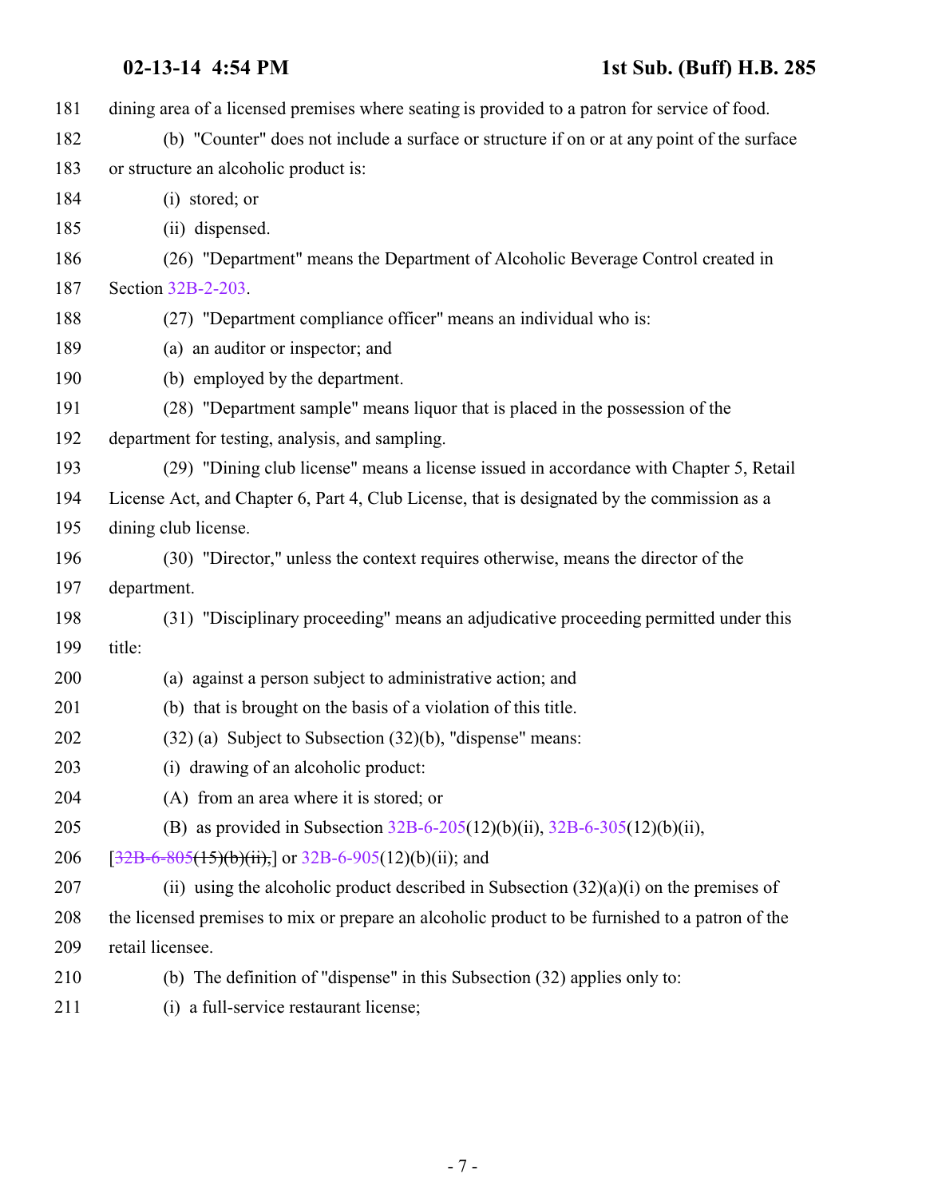181 dining area of a licensed premises where seating is provided to a patron for service of food.

182 (b) "Counter" does not include a surface or structure if on or at any point of the surface

183 or structure an alcoholic product is:

184 (i) stored; or

185 (ii) dispensed.

186 (26) "Department" means the Department of Alcoholic Beverage Control created in

187 Section 32B-2-203.

188 (27) "Department compliance officer" means an individual who is:

189 (a) an auditor or inspector; and

190 (b) employed by the department.

191 (28) "Department sample" means liquor that is placed in the possession of the

192 department for testing, analysis, and sampling.

193 (29) "Dining club license" means a license issued in accordance with Chapter 5, Retail

194 License Act, and Chapter 6, Part 4, Club License, that is designated by the commission as a

195 dining club license.

196 (30) "Director," unless the context requires otherwise, means the director of the

197 department.

198 (31) "Disciplinary proceeding" means an adjudicative proceeding permitted under this

199 title:

200 (a) against a person subject to administrative action; and

201 (b) that is brought on the basis of a violation of this title.

202 (32) (a) Subject to Subsection (32)(b), "dispense" means:

203 (i) drawing of an alcoholic product:

204 (A) from an area where it is stored; or

205 (B) as provided in Subsection 32B-6-205(12)(b)(ii), 32B-6-305(12)(b)(ii),

206 [~~32B-6-805(15)(b)(ii),~~] or 32B-6-905(12)(b)(ii); and

207 (ii) using the alcoholic product described in Subsection (32)(a)(i) on the premises of

208 the licensed premises to mix or prepare an alcoholic product to be furnished to a patron of the

209 retail licensee.

210 (b) The definition of "dispense" in this Subsection (32) applies only to:

211 (i) a full-service restaurant license;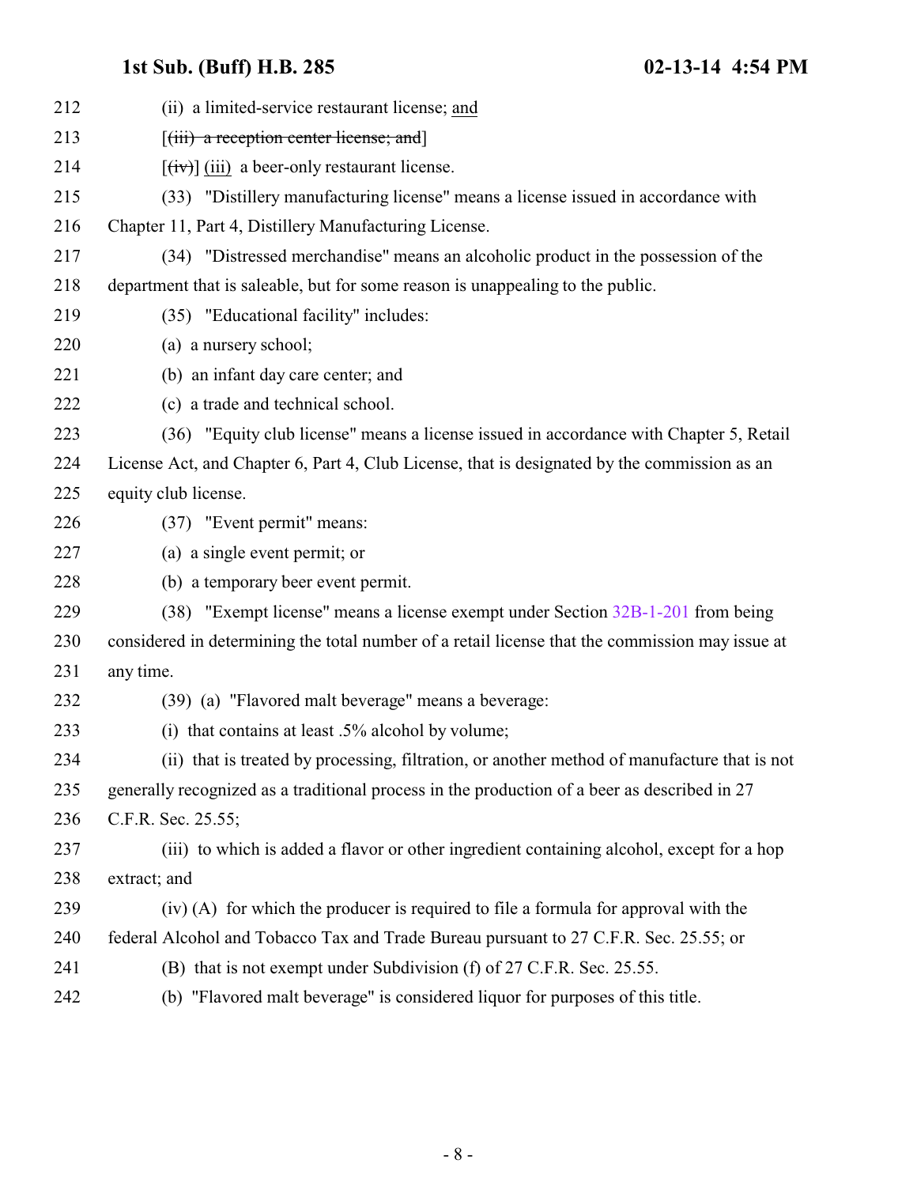212 (ii) a limited-service restaurant license; and

213 [(iii) a reception center license; and]

214 [(iv)] (iii) a beer-only restaurant license.

215 (33) "Distillery manufacturing license" means a license issued in accordance with

216 Chapter 11, Part 4, Distillery Manufacturing License.

217 (34) "Distressed merchandise" means an alcoholic product in the possession of the

218 department that is saleable, but for some reason is unappealing to the public.

219 (35) "Educational facility" includes:

220 (a) a nursery school;

221 (b) an infant day care center; and

222 (c) a trade and technical school.

223 (36) "Equity club license" means a license issued in accordance with Chapter 5, Retail

224 License Act, and Chapter 6, Part 4, Club License, that is designated by the commission as an

225 equity club license.

226 (37) "Event permit" means:

227 (a) a single event permit; or

228 (b) a temporary beer event permit.

229 (38) "Exempt license" means a license exempt under Section 32B-1-201 from being

230 considered in determining the total number of a retail license that the commission may issue at

231 any time.

232 (39) (a) "Flavored malt beverage" means a beverage:

233 (i) that contains at least .5% alcohol by volume;

234 (ii) that is treated by processing, filtration, or another method of manufacture that is not

235 generally recognized as a traditional process in the production of a beer as described in 27

236 C.F.R. Sec. 25.55;

237 (iii) to which is added a flavor or other ingredient containing alcohol, except for a hop

238 extract; and

239 (iv) (A) for which the producer is required to file a formula for approval with the

240 federal Alcohol and Tobacco Tax and Trade Bureau pursuant to 27 C.F.R. Sec. 25.55; or

241 (B) that is not exempt under Subdivision (f) of 27 C.F.R. Sec. 25.55.

242 (b) "Flavored malt beverage" is considered liquor for purposes of this title.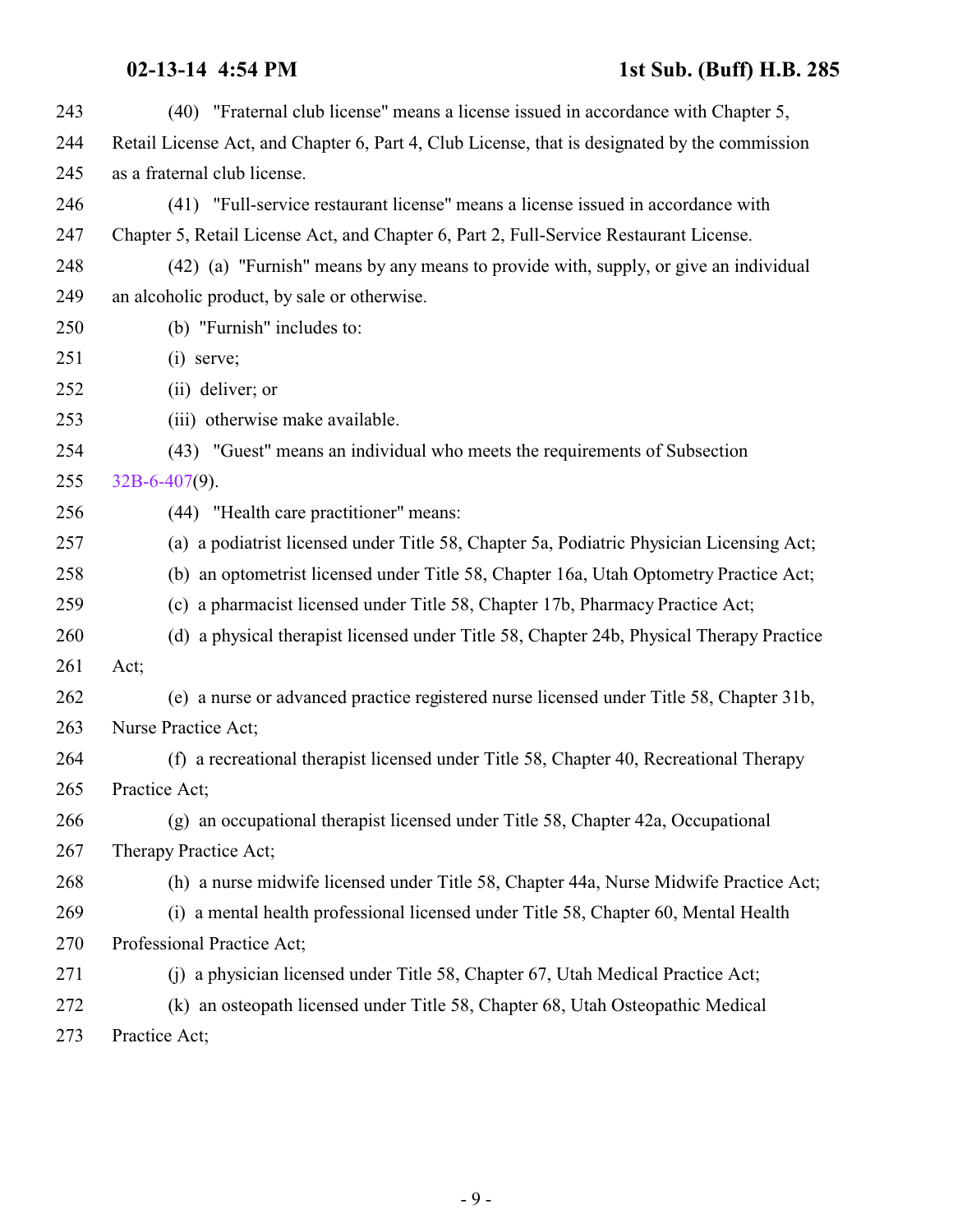(40) "Fraternal club license" means a license issued in accordance with Chapter 5, Retail License Act, and Chapter 6, Part 4, Club License, that is designated by the commission as a fraternal club license.

(41) "Full-service restaurant license" means a license issued in accordance with Chapter 5, Retail License Act, and Chapter 6, Part 2, Full-Service Restaurant License.

(42) (a) "Furnish" means by any means to provide with, supply, or give an individual an alcoholic product, by sale or otherwise.

(b) "Furnish" includes to:

(i) serve;

(ii) deliver; or

(iii) otherwise make available.

(43) "Guest" means an individual who meets the requirements of Subsection 32B-6-407(9).

(44) "Health care practitioner" means:

(a) a podiatrist licensed under Title 58, Chapter 5a, Podiatric Physician Licensing Act;

(b) an optometrist licensed under Title 58, Chapter 16a, Utah Optometry Practice Act;

(c) a pharmacist licensed under Title 58, Chapter 17b, Pharmacy Practice Act;

(d) a physical therapist licensed under Title 58, Chapter 24b, Physical Therapy Practice Act;

(e) a nurse or advanced practice registered nurse licensed under Title 58, Chapter 31b, Nurse Practice Act;

(f) a recreational therapist licensed under Title 58, Chapter 40, Recreational Therapy Practice Act;

(g) an occupational therapist licensed under Title 58, Chapter 42a, Occupational Therapy Practice Act;

(h) a nurse midwife licensed under Title 58, Chapter 44a, Nurse Midwife Practice Act;

(i) a mental health professional licensed under Title 58, Chapter 60, Mental Health Professional Practice Act;

(j) a physician licensed under Title 58, Chapter 67, Utah Medical Practice Act;

(k) an osteopath licensed under Title 58, Chapter 68, Utah Osteopathic Medical Practice Act;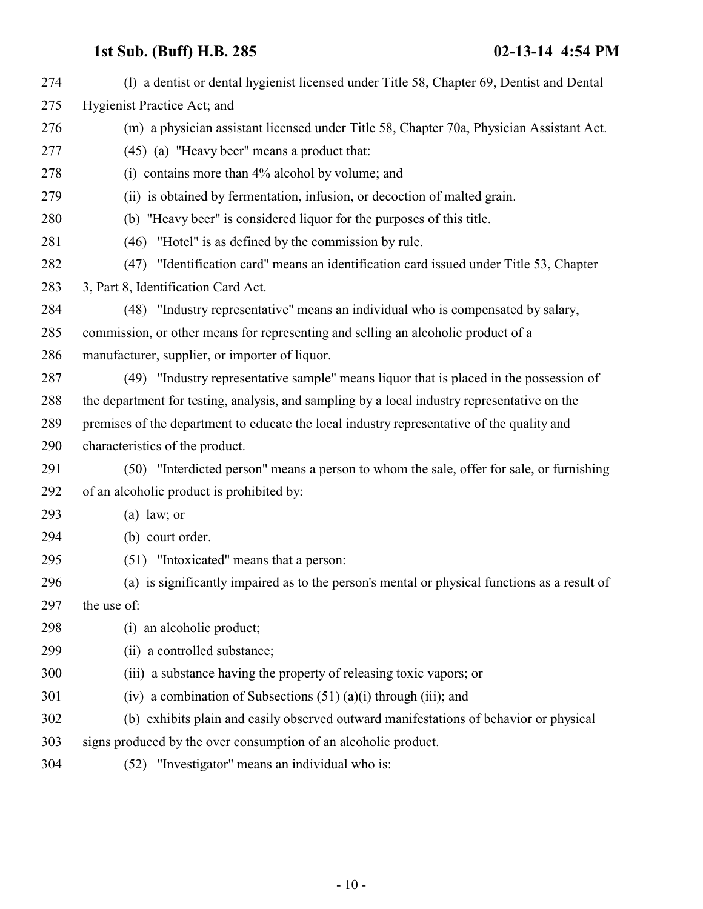(l) a dentist or dental hygienist licensed under Title 58, Chapter 69, Dentist and Dental Hygienist Practice Act; and

(m) a physician assistant licensed under Title 58, Chapter 70a, Physician Assistant Act.

(45) (a) "Heavy beer" means a product that:

(i) contains more than 4% alcohol by volume; and

(ii) is obtained by fermentation, infusion, or decoction of malted grain.

(b) "Heavy beer" is considered liquor for the purposes of this title.

(46) "Hotel" is as defined by the commission by rule.

(47) "Identification card" means an identification card issued under Title 53, Chapter 3, Part 8, Identification Card Act.

(48) "Industry representative" means an individual who is compensated by salary, commission, or other means for representing and selling an alcoholic product of a manufacturer, supplier, or importer of liquor.

(49) "Industry representative sample" means liquor that is placed in the possession of the department for testing, analysis, and sampling by a local industry representative on the premises of the department to educate the local industry representative of the quality and characteristics of the product.

(50) "Interdicted person" means a person to whom the sale, offer for sale, or furnishing of an alcoholic product is prohibited by:

(a) law; or

(b) court order.

(51) "Intoxicated" means that a person:

(a) is significantly impaired as to the person's mental or physical functions as a result of the use of:

(i) an alcoholic product;

(ii) a controlled substance;

(iii) a substance having the property of releasing toxic vapors; or

(iv) a combination of Subsections (51) (a)(i) through (iii); and

(b) exhibits plain and easily observed outward manifestations of behavior or physical signs produced by the over consumption of an alcoholic product.

(52) "Investigator" means an individual who is: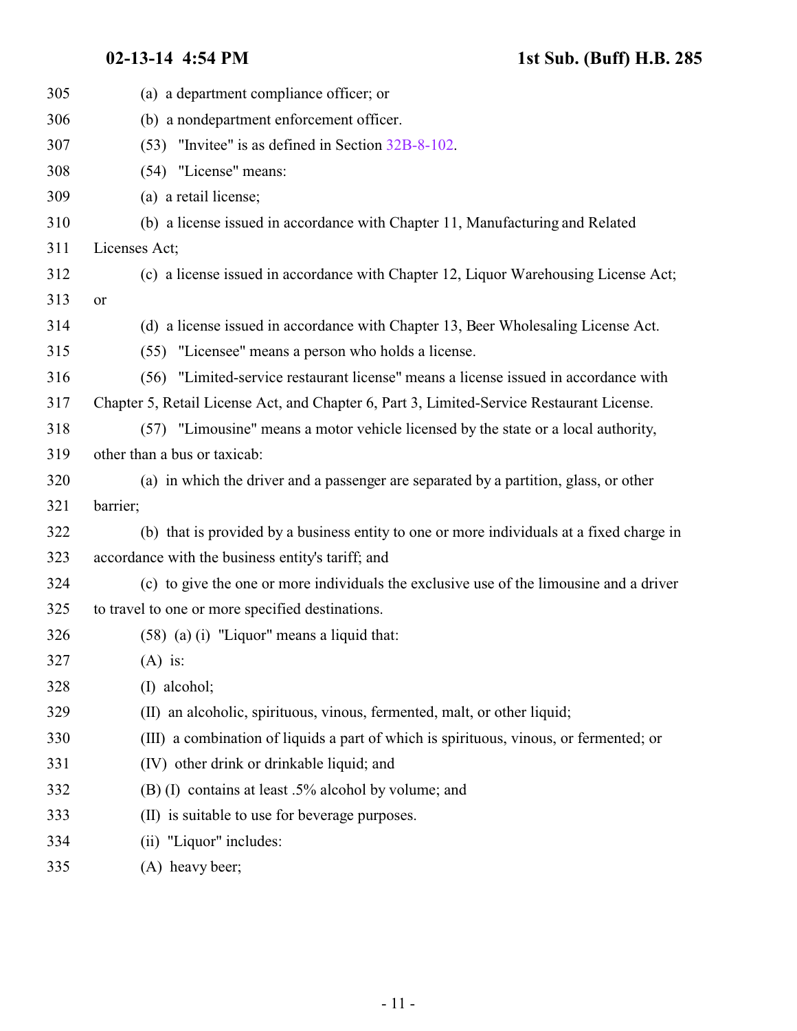(a) a department compliance officer; or

(b) a nondepartment enforcement officer.

(53) "Invitee" is as defined in Section 32B-8-102.

(54) "License" means:

(a) a retail license;

(b) a license issued in accordance with Chapter 11, Manufacturing and Related Licenses Act;

(c) a license issued in accordance with Chapter 12, Liquor Warehousing License Act; or

(d) a license issued in accordance with Chapter 13, Beer Wholesaling License Act.

(55) "Licensee" means a person who holds a license.

(56) "Limited-service restaurant license" means a license issued in accordance with Chapter 5, Retail License Act, and Chapter 6, Part 3, Limited-Service Restaurant License.

(57) "Limousine" means a motor vehicle licensed by the state or a local authority, other than a bus or taxicab:

(a) in which the driver and a passenger are separated by a partition, glass, or other barrier;

(b) that is provided by a business entity to one or more individuals at a fixed charge in accordance with the business entity's tariff; and

(c) to give the one or more individuals the exclusive use of the limousine and a driver to travel to one or more specified destinations.

(58) (a) (i) "Liquor" means a liquid that:

(A) is:

(I) alcohol;

(II) an alcoholic, spirituous, vinous, fermented, malt, or other liquid;

(III) a combination of liquids a part of which is spirituous, vinous, or fermented; or

(IV) other drink or drinkable liquid; and

(B) (I) contains at least .5% alcohol by volume; and

(II) is suitable to use for beverage purposes.

(ii) "Liquor" includes:

(A) heavy beer;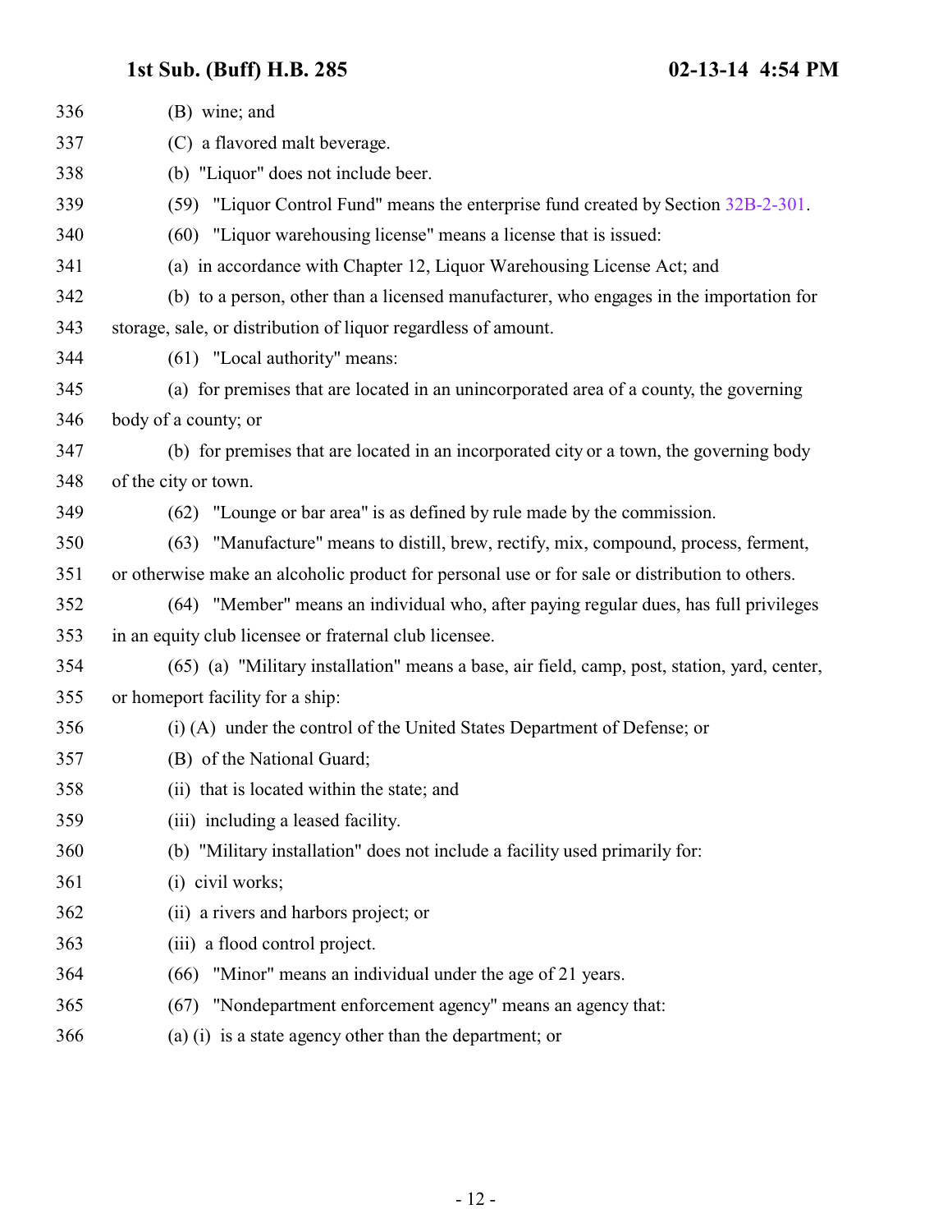(B) wine; and

(C) a flavored malt beverage.

(b) "Liquor" does not include beer.

(59) "Liquor Control Fund" means the enterprise fund created by Section 32B-2-301.

(60) "Liquor warehousing license" means a license that is issued:

(a) in accordance with Chapter 12, Liquor Warehousing License Act; and

(b) to a person, other than a licensed manufacturer, who engages in the importation for storage, sale, or distribution of liquor regardless of amount.

(61) "Local authority" means:

(a) for premises that are located in an unincorporated area of a county, the governing body of a county; or

(b) for premises that are located in an incorporated city or a town, the governing body of the city or town.

(62) "Lounge or bar area" is as defined by rule made by the commission.

(63) "Manufacture" means to distill, brew, rectify, mix, compound, process, ferment, or otherwise make an alcoholic product for personal use or for sale or distribution to others.

(64) "Member" means an individual who, after paying regular dues, has full privileges in an equity club licensee or fraternal club licensee.

(65) (a) "Military installation" means a base, air field, camp, post, station, yard, center, or homeport facility for a ship:

(i) (A) under the control of the United States Department of Defense; or

(B) of the National Guard;

(ii) that is located within the state; and

(iii) including a leased facility.

(b) "Military installation" does not include a facility used primarily for:

(i) civil works;

(ii) a rivers and harbors project; or

(iii) a flood control project.

(66) "Minor" means an individual under the age of 21 years.

(67) "Nondepartment enforcement agency" means an agency that:

(a) (i) is a state agency other than the department; or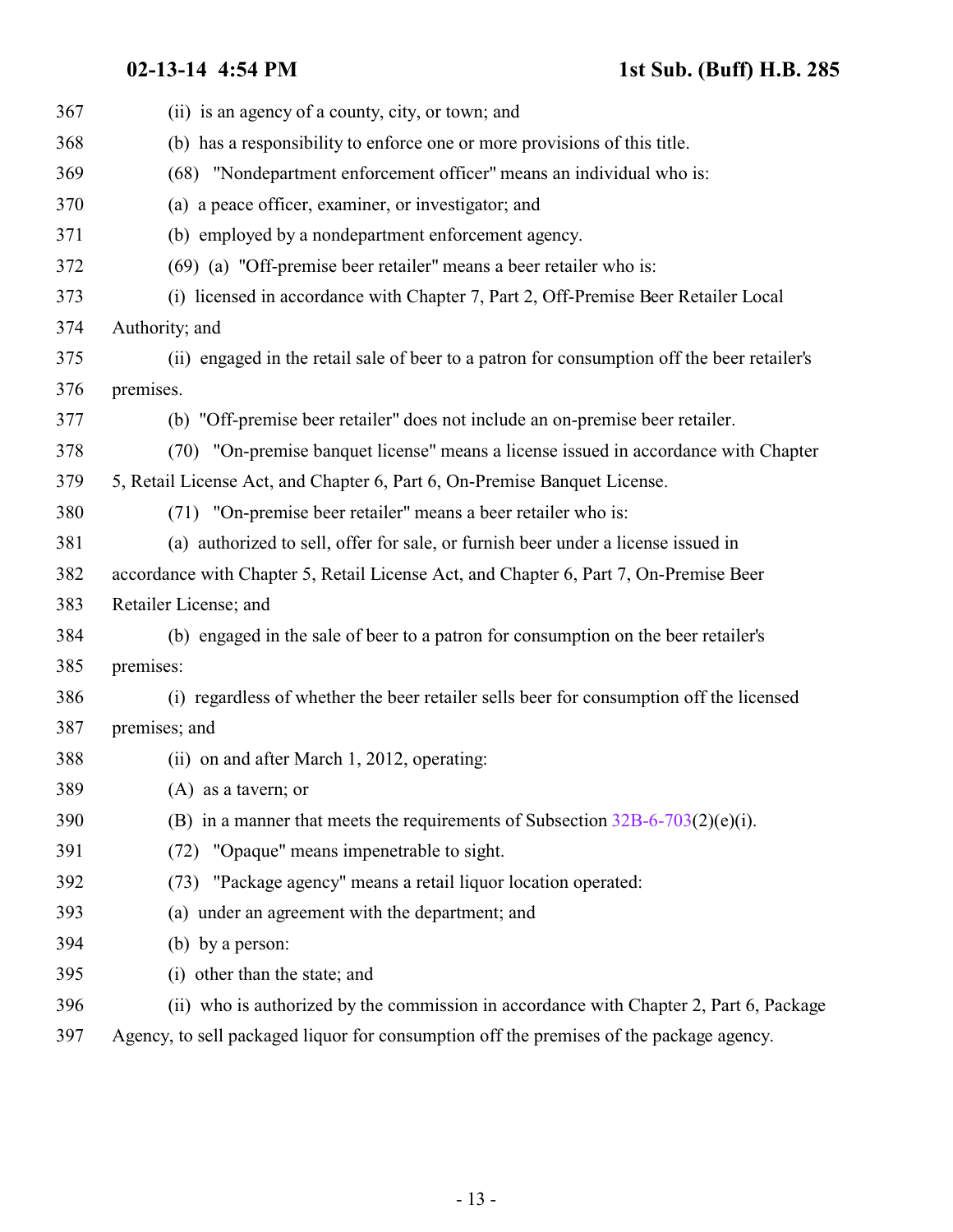(ii) is an agency of a county, city, or town; and

(b) has a responsibility to enforce one or more provisions of this title.

(68) "Nondepartment enforcement officer" means an individual who is:

(a) a peace officer, examiner, or investigator; and

(b) employed by a nondepartment enforcement agency.

(69) (a) "Off-premise beer retailer" means a beer retailer who is:

(i) licensed in accordance with Chapter 7, Part 2, Off-Premise Beer Retailer Local Authority; and

(ii) engaged in the retail sale of beer to a patron for consumption off the beer retailer's premises.

(b) "Off-premise beer retailer" does not include an on-premise beer retailer.

(70) "On-premise banquet license" means a license issued in accordance with Chapter 5, Retail License Act, and Chapter 6, Part 6, On-Premise Banquet License.

(71) "On-premise beer retailer" means a beer retailer who is:

(a) authorized to sell, offer for sale, or furnish beer under a license issued in accordance with Chapter 5, Retail License Act, and Chapter 6, Part 7, On-Premise Beer Retailer License; and

(b) engaged in the sale of beer to a patron for consumption on the beer retailer's premises:

(i) regardless of whether the beer retailer sells beer for consumption off the licensed premises; and

(ii) on and after March 1, 2012, operating:

(A) as a tavern; or

(B) in a manner that meets the requirements of Subsection 32B-6-703(2)(e)(i).

(72) "Opaque" means impenetrable to sight.

(73) "Package agency" means a retail liquor location operated:

(a) under an agreement with the department; and

(b) by a person:

(i) other than the state; and

(ii) who is authorized by the commission in accordance with Chapter 2, Part 6, Package Agency, to sell packaged liquor for consumption off the premises of the package agency.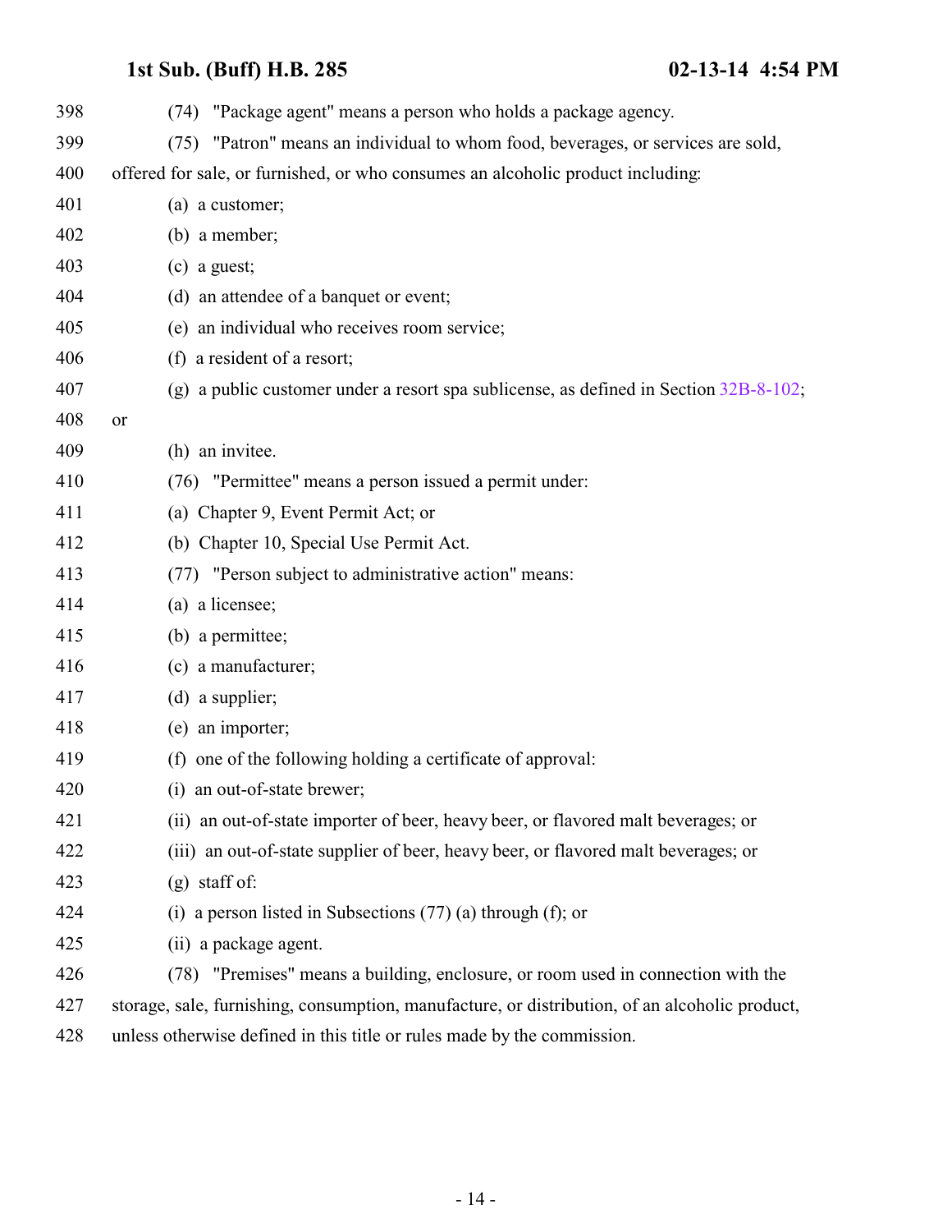(74) "Package agent" means a person who holds a package agency.

(75) "Patron" means an individual to whom food, beverages, or services are sold, offered for sale, or furnished, or who consumes an alcoholic product including:

(a) a customer;

(b) a member;

(c) a guest;

(d) an attendee of a banquet or event;

(e) an individual who receives room service;

(f) a resident of a resort;

(g) a public customer under a resort spa sublicense, as defined in Section 32B-8-102; or

(h) an invitee.

(76) "Permittee" means a person issued a permit under:

(a) Chapter 9, Event Permit Act; or

(b) Chapter 10, Special Use Permit Act.

(77) "Person subject to administrative action" means:

(a) a licensee;

(b) a permittee;

(c) a manufacturer;

(d) a supplier;

(e) an importer;

(f) one of the following holding a certificate of approval:

(i) an out-of-state brewer;

(ii) an out-of-state importer of beer, heavy beer, or flavored malt beverages; or

(iii) an out-of-state supplier of beer, heavy beer, or flavored malt beverages; or

(g) staff of:

(i) a person listed in Subsections (77) (a) through (f); or

(ii) a package agent.

(78) "Premises" means a building, enclosure, or room used in connection with the storage, sale, furnishing, consumption, manufacture, or distribution, of an alcoholic product, unless otherwise defined in this title or rules made by the commission.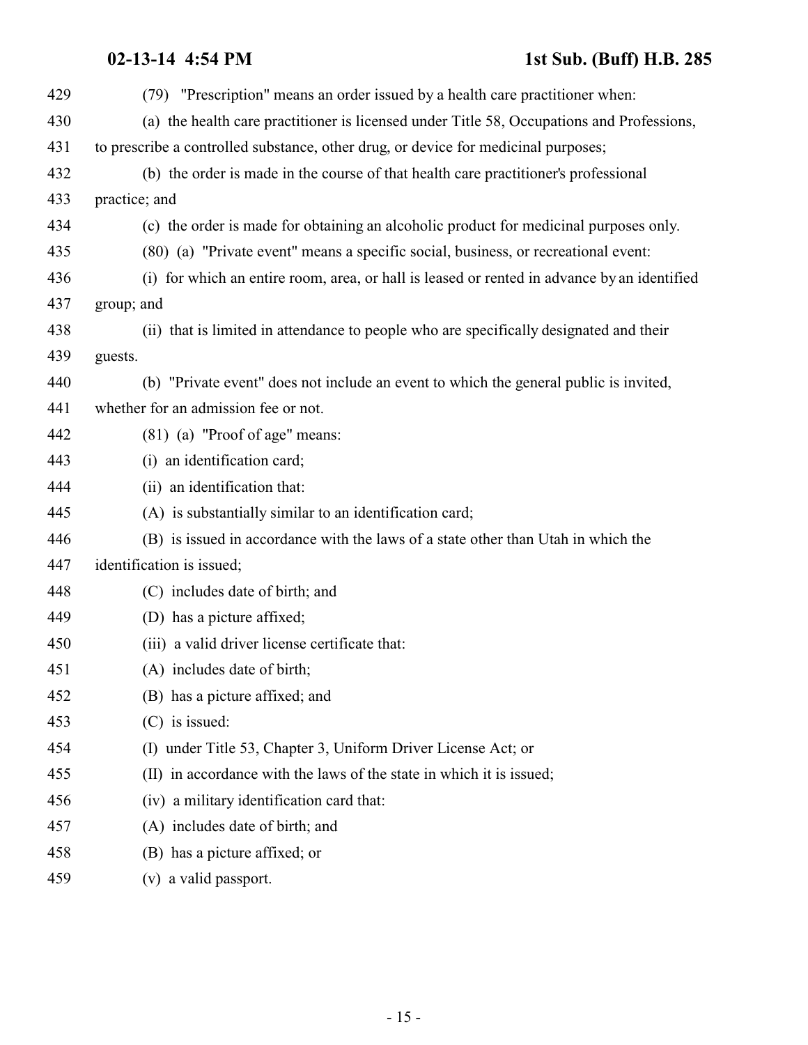(79) "Prescription" means an order issued by a health care practitioner when:

(a) the health care practitioner is licensed under Title 58, Occupations and Professions, to prescribe a controlled substance, other drug, or device for medicinal purposes;

(b) the order is made in the course of that health care practitioner's professional practice; and

(c) the order is made for obtaining an alcoholic product for medicinal purposes only.

(80) (a) "Private event" means a specific social, business, or recreational event:

(i) for which an entire room, area, or hall is leased or rented in advance by an identified group; and

(ii) that is limited in attendance to people who are specifically designated and their guests.

(b) "Private event" does not include an event to which the general public is invited, whether for an admission fee or not.

(81) (a) "Proof of age" means:

(i) an identification card;

(ii) an identification that:

(A) is substantially similar to an identification card;

(B) is issued in accordance with the laws of a state other than Utah in which the identification is issued;

(C) includes date of birth; and

(D) has a picture affixed;

(iii) a valid driver license certificate that:

(A) includes date of birth;

(B) has a picture affixed; and

(C) is issued:

(I) under Title 53, Chapter 3, Uniform Driver License Act; or

(II) in accordance with the laws of the state in which it is issued;

(iv) a military identification card that:

(A) includes date of birth; and

(B) has a picture affixed; or

(v) a valid passport.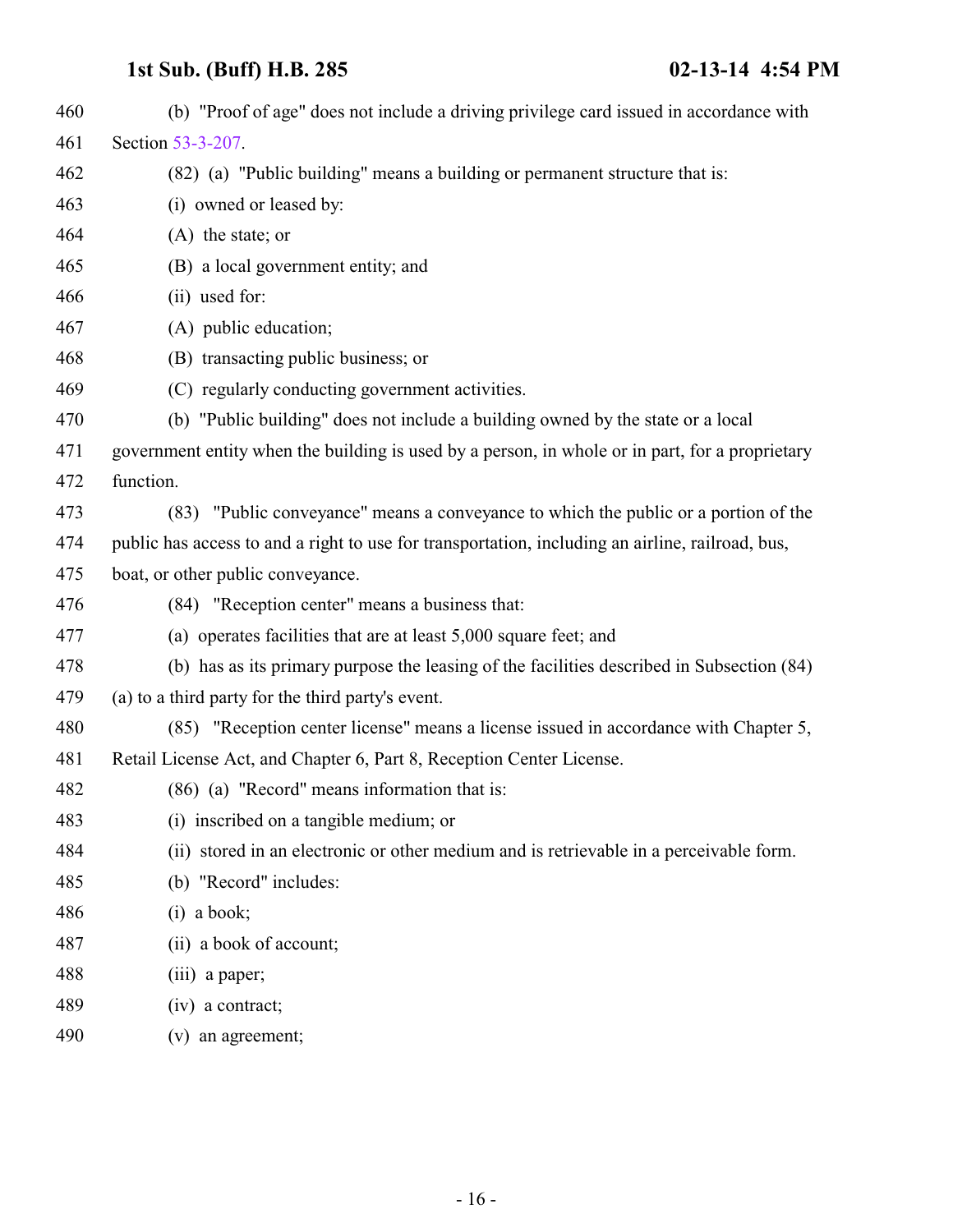(b) "Proof of age" does not include a driving privilege card issued in accordance with Section 53-3-207.

(82) (a) "Public building" means a building or permanent structure that is:

(i) owned or leased by:

(A) the state; or

(B) a local government entity; and

(ii) used for:

(A) public education;

(B) transacting public business; or

(C) regularly conducting government activities.

(b) "Public building" does not include a building owned by the state or a local government entity when the building is used by a person, in whole or in part, for a proprietary function.

(83) "Public conveyance" means a conveyance to which the public or a portion of the public has access to and a right to use for transportation, including an airline, railroad, bus, boat, or other public conveyance.

(84) "Reception center" means a business that:

(a) operates facilities that are at least 5,000 square feet; and

(b) has as its primary purpose the leasing of the facilities described in Subsection (84)(a) to a third party for the third party's event.

(85) "Reception center license" means a license issued in accordance with Chapter 5, Retail License Act, and Chapter 6, Part 8, Reception Center License.

(86) (a) "Record" means information that is:

(i) inscribed on a tangible medium; or

(ii) stored in an electronic or other medium and is retrievable in a perceivable form.

(b) "Record" includes:

(i) a book;

(ii) a book of account;

(iii) a paper;

(iv) a contract;

(v) an agreement;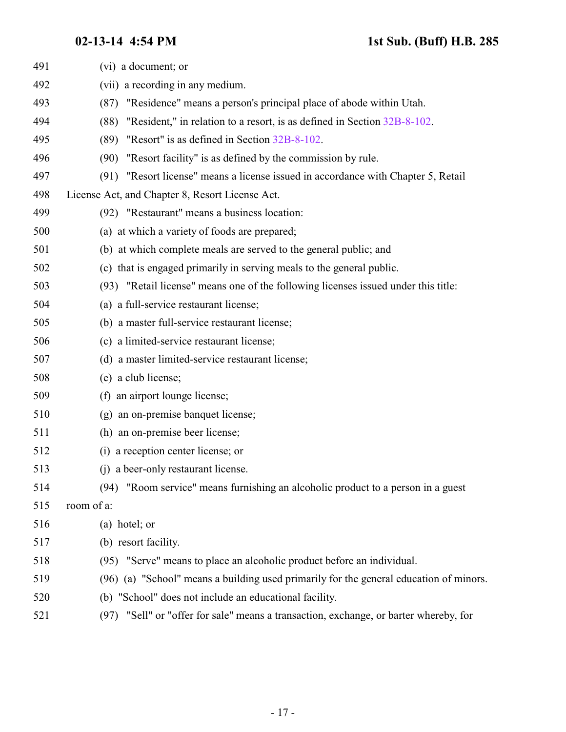491 (vi) a document; or

492 (vii) a recording in any medium.

493 (87) "Residence" means a person's principal place of abode within Utah.

494 (88) "Resident," in relation to a resort, is as defined in Section 32B-8-102.

495 (89) "Resort" is as defined in Section 32B-8-102.

496 (90) "Resort facility" is as defined by the commission by rule.

497 (91) "Resort license" means a license issued in accordance with Chapter 5, Retail

498 License Act, and Chapter 8, Resort License Act.

499 (92) "Restaurant" means a business location:

500 (a) at which a variety of foods are prepared;

501 (b) at which complete meals are served to the general public; and

502 (c) that is engaged primarily in serving meals to the general public.

503 (93) "Retail license" means one of the following licenses issued under this title:

504 (a) a full-service restaurant license;

505 (b) a master full-service restaurant license;

506 (c) a limited-service restaurant license;

507 (d) a master limited-service restaurant license;

508 (e) a club license;

509 (f) an airport lounge license;

510 (g) an on-premise banquet license;

511 (h) an on-premise beer license;

512 (i) a reception center license; or

513 (j) a beer-only restaurant license.

514 (94) "Room service" means furnishing an alcoholic product to a person in a guest

515 room of a:

516 (a) hotel; or

517 (b) resort facility.

518 (95) "Serve" means to place an alcoholic product before an individual.

519 (96) (a) "School" means a building used primarily for the general education of minors.

520 (b) "School" does not include an educational facility.

521 (97) "Sell" or "offer for sale" means a transaction, exchange, or barter whereby, for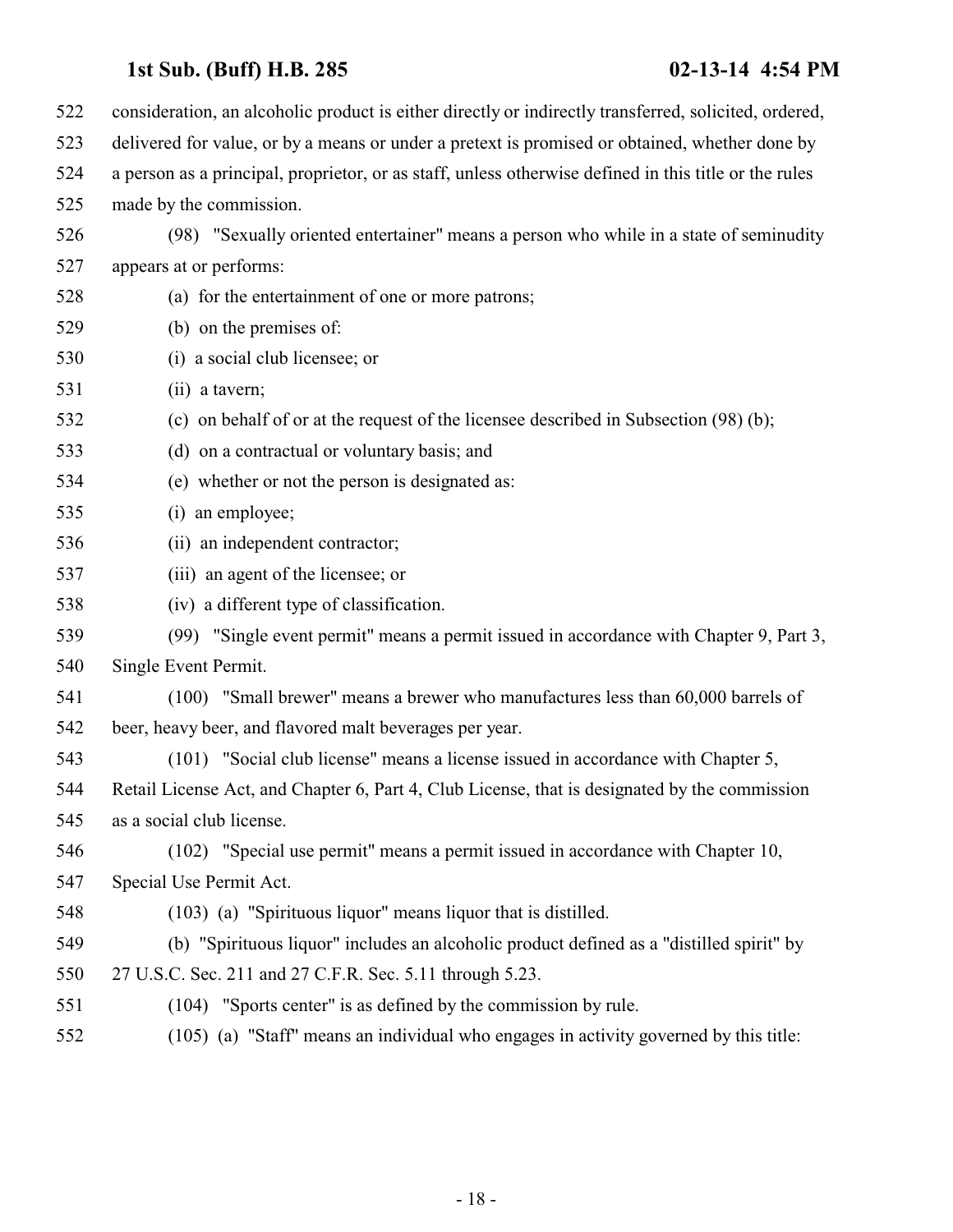consideration, an alcoholic product is either directly or indirectly transferred, solicited, ordered, delivered for value, or by a means or under a pretext is promised or obtained, whether done by a person as a principal, proprietor, or as staff, unless otherwise defined in this title or the rules made by the commission.

(98) "Sexually oriented entertainer" means a person who while in a state of seminudity appears at or performs:

(a) for the entertainment of one or more patrons;

(b) on the premises of:

(i) a social club licensee; or

(ii) a tavern;

(c) on behalf of or at the request of the licensee described in Subsection (98) (b);

(d) on a contractual or voluntary basis; and

(e) whether or not the person is designated as:

(i) an employee;

(ii) an independent contractor;

(iii) an agent of the licensee; or

(iv) a different type of classification.

(99) "Single event permit" means a permit issued in accordance with Chapter 9, Part 3, Single Event Permit.

(100) "Small brewer" means a brewer who manufactures less than 60,000 barrels of beer, heavy beer, and flavored malt beverages per year.

(101) "Social club license" means a license issued in accordance with Chapter 5, Retail License Act, and Chapter 6, Part 4, Club License, that is designated by the commission as a social club license.

(102) "Special use permit" means a permit issued in accordance with Chapter 10, Special Use Permit Act.

(103) (a) "Spirituous liquor" means liquor that is distilled.

(b) "Spirituous liquor" includes an alcoholic product defined as a "distilled spirit" by 27 U.S.C. Sec. 211 and 27 C.F.R. Sec. 5.11 through 5.23.

(104) "Sports center" is as defined by the commission by rule.

(105) (a) "Staff" means an individual who engages in activity governed by this title: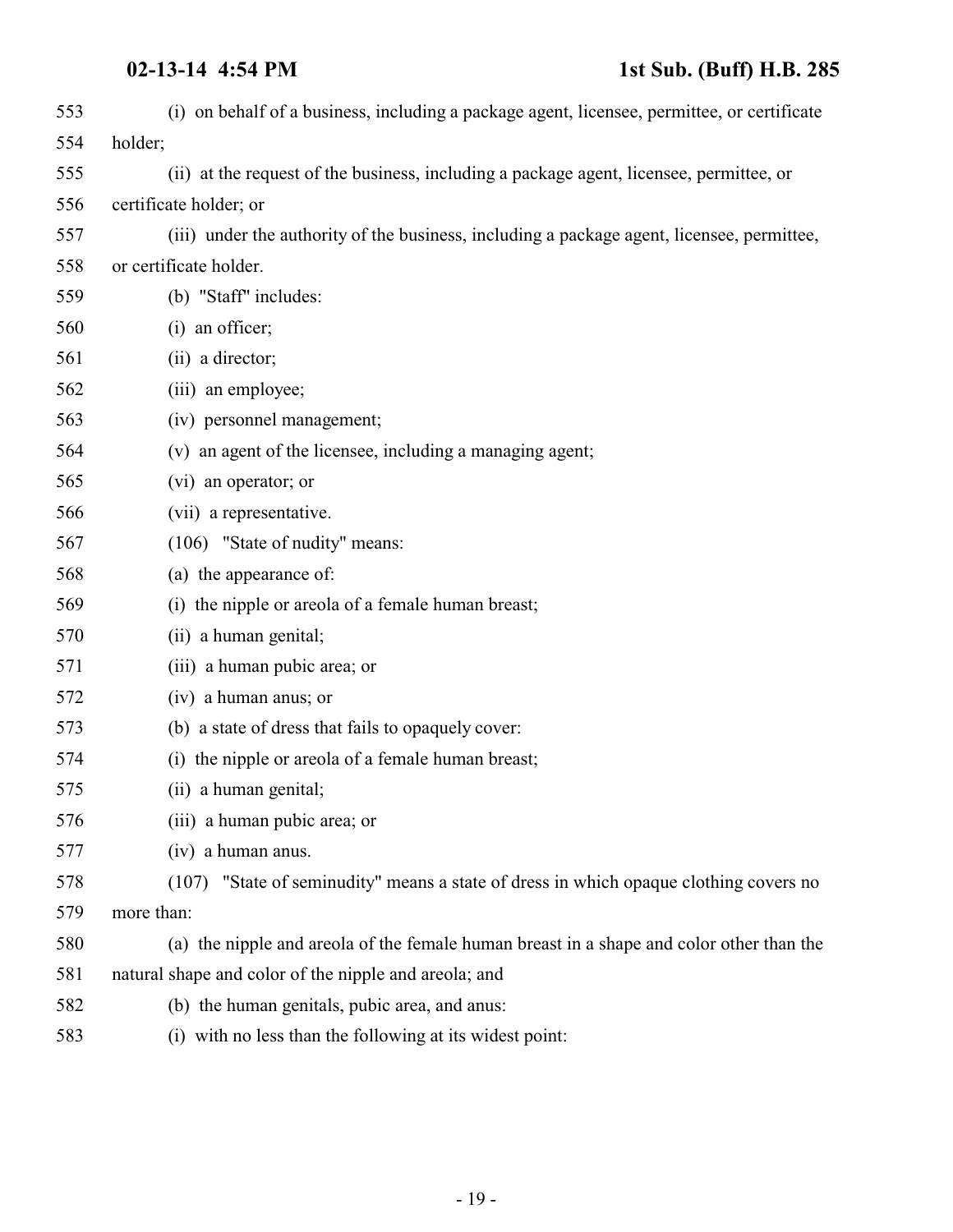(i) on behalf of a business, including a package agent, licensee, permittee, or certificate holder;

(ii) at the request of the business, including a package agent, licensee, permittee, or certificate holder; or

(iii) under the authority of the business, including a package agent, licensee, permittee, or certificate holder.

(b) "Staff" includes:

(i) an officer;

(ii) a director;

(iii) an employee;

(iv) personnel management;

(v) an agent of the licensee, including a managing agent;

(vi) an operator; or

(vii) a representative.

(106) "State of nudity" means:

(a) the appearance of:

(i) the nipple or areola of a female human breast;

(ii) a human genital;

(iii) a human pubic area; or

(iv) a human anus; or

(b) a state of dress that fails to opaquely cover:

(i) the nipple or areola of a female human breast;

(ii) a human genital;

(iii) a human pubic area; or

(iv) a human anus.

(107) "State of seminudity" means a state of dress in which opaque clothing covers no more than:

(a) the nipple and areola of the female human breast in a shape and color other than the natural shape and color of the nipple and areola; and

(b) the human genitals, pubic area, and anus:

(i) with no less than the following at its widest point: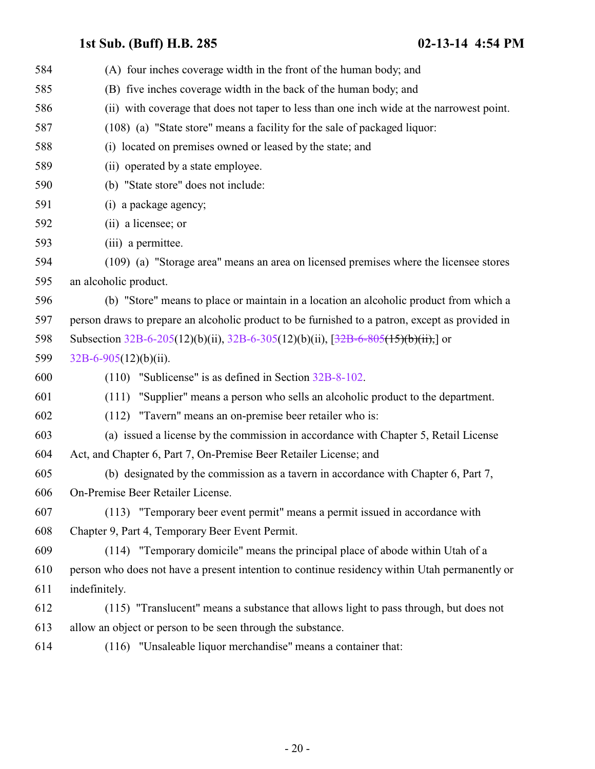(A) four inches coverage width in the front of the human body; and

(B) five inches coverage width in the back of the human body; and

(ii) with coverage that does not taper to less than one inch wide at the narrowest point.

(108) (a) "State store" means a facility for the sale of packaged liquor:

(i) located on premises owned or leased by the state; and

(ii) operated by a state employee.

(b) "State store" does not include:

(i) a package agency;

(ii) a licensee; or

(iii) a permittee.

(109) (a) "Storage area" means an area on licensed premises where the licensee stores an alcoholic product.

(b) "Store" means to place or maintain in a location an alcoholic product from which a person draws to prepare an alcoholic product to be furnished to a patron, except as provided in Subsection 32B-6-205(12)(b)(ii), 32B-6-305(12)(b)(ii), [~~32B-6-805(15)(b)(ii),~~] or 32B-6-905(12)(b)(ii).

(110) "Sublicense" is as defined in Section 32B-8-102.

(111) "Supplier" means a person who sells an alcoholic product to the department.

(112) "Tavern" means an on-premise beer retailer who is:

(a) issued a license by the commission in accordance with Chapter 5, Retail License Act, and Chapter 6, Part 7, On-Premise Beer Retailer License; and

(b) designated by the commission as a tavern in accordance with Chapter 6, Part 7, On-Premise Beer Retailer License.

(113) "Temporary beer event permit" means a permit issued in accordance with Chapter 9, Part 4, Temporary Beer Event Permit.

(114) "Temporary domicile" means the principal place of abode within Utah of a person who does not have a present intention to continue residency within Utah permanently or indefinitely.

(115) "Translucent" means a substance that allows light to pass through, but does not allow an object or person to be seen through the substance.

(116) "Unsaleable liquor merchandise" means a container that: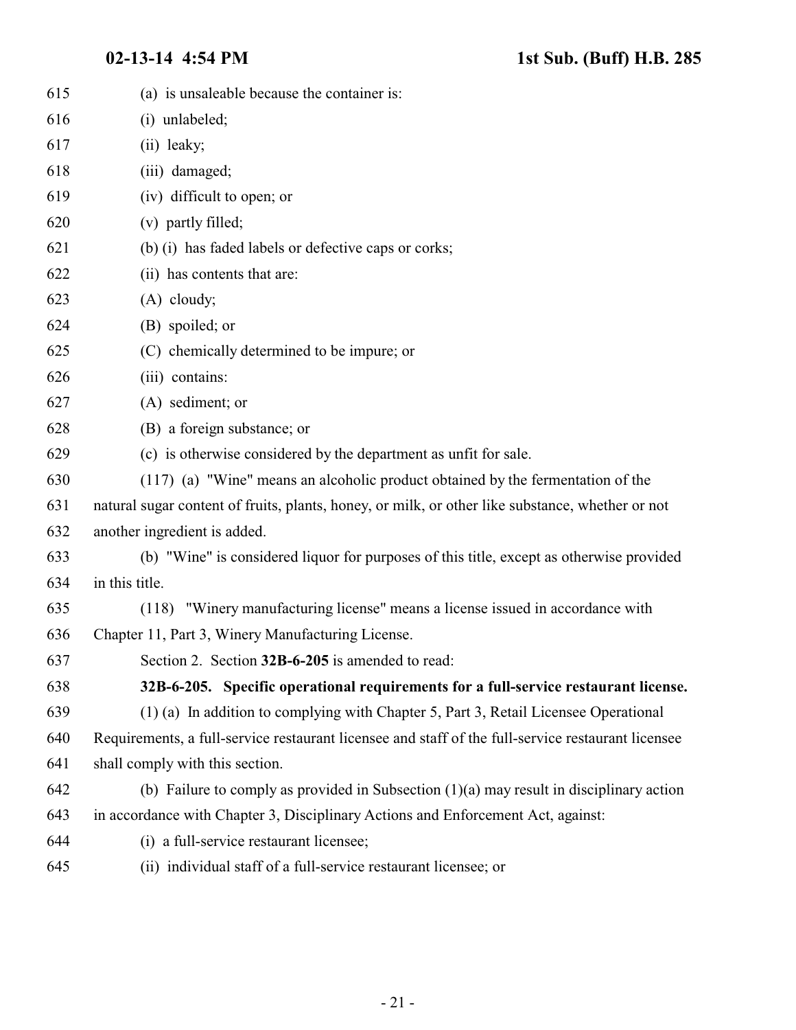(a) is unsaleable because the container is:

(i) unlabeled;

(ii) leaky;

(iii) damaged;

(iv) difficult to open; or

(v) partly filled;

(b) (i) has faded labels or defective caps or corks;

(ii) has contents that are:

(A) cloudy;

(B) spoiled; or

(C) chemically determined to be impure; or

(iii) contains:

(A) sediment; or

(B) a foreign substance; or

(c) is otherwise considered by the department as unfit for sale.

(117) (a) "Wine" means an alcoholic product obtained by the fermentation of the natural sugar content of fruits, plants, honey, or milk, or other like substance, whether or not another ingredient is added.

(b) "Wine" is considered liquor for purposes of this title, except as otherwise provided in this title.

(118) "Winery manufacturing license" means a license issued in accordance with Chapter 11, Part 3, Winery Manufacturing License.

Section 2. Section **32B-6-205** is amended to read:

**32B-6-205. Specific operational requirements for a full-service restaurant license.**

(1) (a) In addition to complying with Chapter 5, Part 3, Retail Licensee Operational Requirements, a full-service restaurant licensee and staff of the full-service restaurant licensee shall comply with this section.

(b) Failure to comply as provided in Subsection (1)(a) may result in disciplinary action in accordance with Chapter 3, Disciplinary Actions and Enforcement Act, against:

(i) a full-service restaurant licensee;

(ii) individual staff of a full-service restaurant licensee; or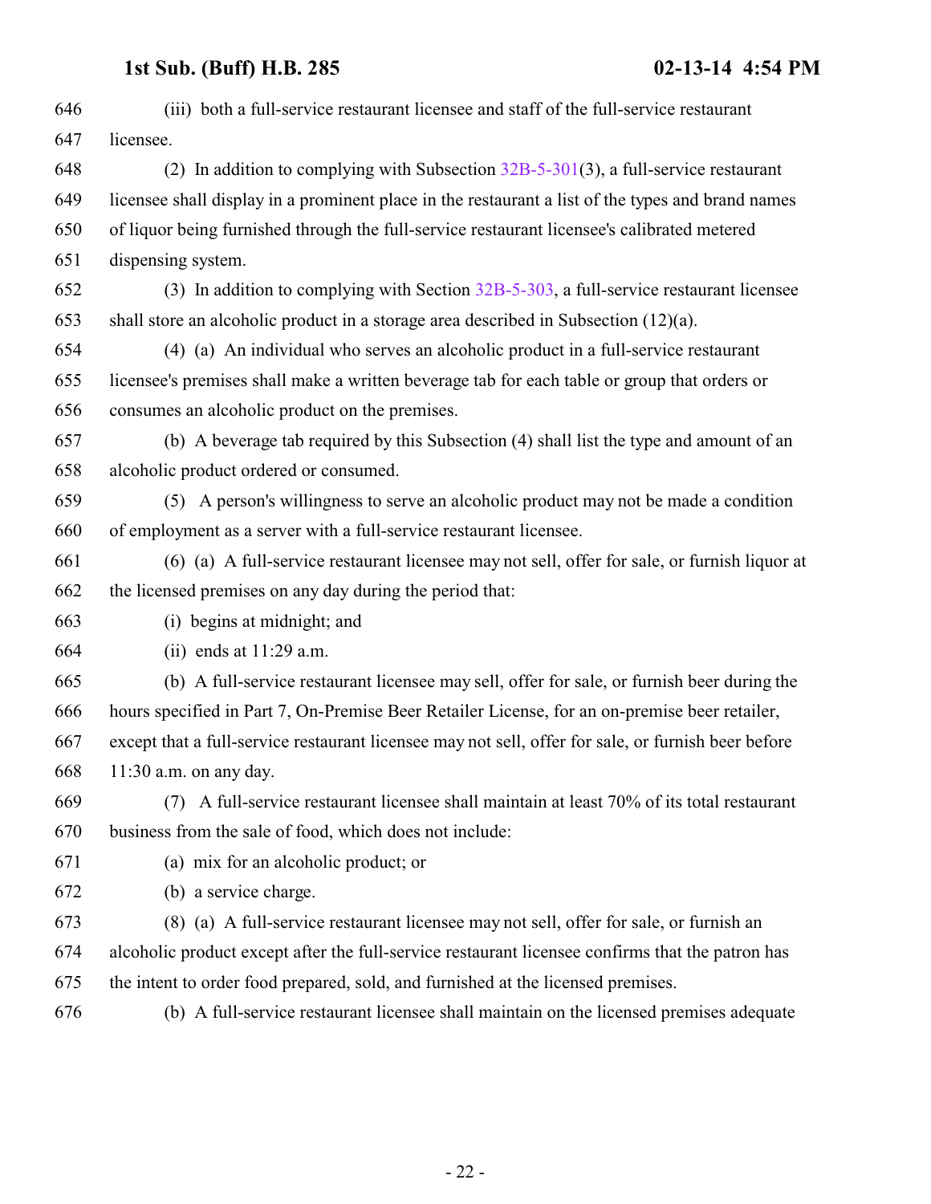(iii) both a full-service restaurant licensee and staff of the full-service restaurant licensee.

(2) In addition to complying with Subsection 32B-5-301(3), a full-service restaurant licensee shall display in a prominent place in the restaurant a list of the types and brand names of liquor being furnished through the full-service restaurant licensee's calibrated metered dispensing system.

(3) In addition to complying with Section 32B-5-303, a full-service restaurant licensee shall store an alcoholic product in a storage area described in Subsection (12)(a).

(4) (a) An individual who serves an alcoholic product in a full-service restaurant licensee's premises shall make a written beverage tab for each table or group that orders or consumes an alcoholic product on the premises.

(b) A beverage tab required by this Subsection (4) shall list the type and amount of an alcoholic product ordered or consumed.

(5) A person's willingness to serve an alcoholic product may not be made a condition of employment as a server with a full-service restaurant licensee.

(6) (a) A full-service restaurant licensee may not sell, offer for sale, or furnish liquor at the licensed premises on any day during the period that:

(i) begins at midnight; and

(ii) ends at 11:29 a.m.

(b) A full-service restaurant licensee may sell, offer for sale, or furnish beer during the hours specified in Part 7, On-Premise Beer Retailer License, for an on-premise beer retailer, except that a full-service restaurant licensee may not sell, offer for sale, or furnish beer before 11:30 a.m. on any day.

(7) A full-service restaurant licensee shall maintain at least 70% of its total restaurant business from the sale of food, which does not include:

(a) mix for an alcoholic product; or

(b) a service charge.

(8) (a) A full-service restaurant licensee may not sell, offer for sale, or furnish an alcoholic product except after the full-service restaurant licensee confirms that the patron has the intent to order food prepared, sold, and furnished at the licensed premises.

(b) A full-service restaurant licensee shall maintain on the licensed premises adequate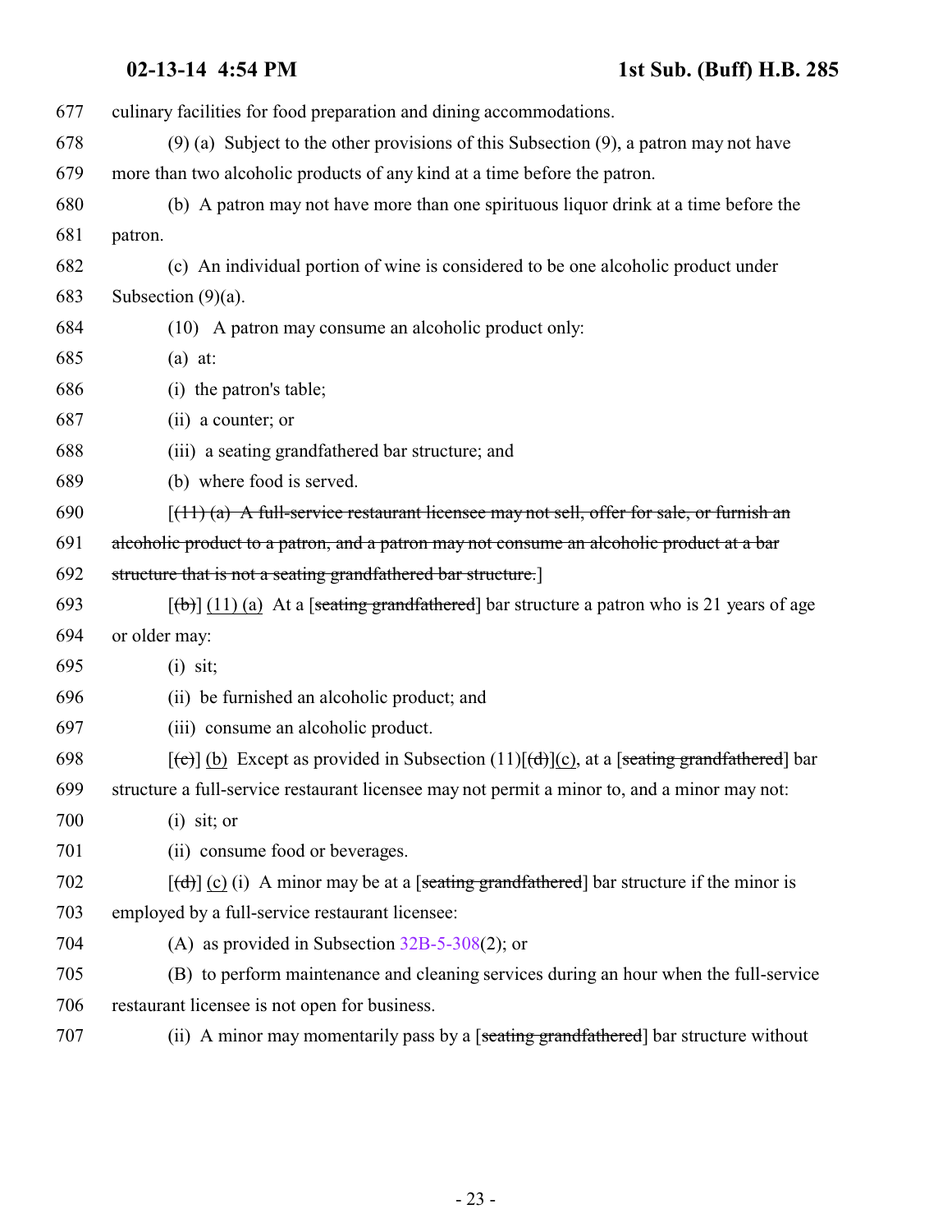677 culinary facilities for food preparation and dining accommodations.

678 (9) (a) Subject to the other provisions of this Subsection (9), a patron may not have

679 more than two alcoholic products of any kind at a time before the patron.

680 (b) A patron may not have more than one spirituous liquor drink at a time before the

681 patron.

682 (c) An individual portion of wine is considered to be one alcoholic product under

683 Subsection (9)(a).

684 (10) A patron may consume an alcoholic product only:

685 (a) at:

686 (i) the patron's table;

687 (ii) a counter; or

688 (iii) a seating grandfathered bar structure; and

689 (b) where food is served.

690 [~~(11) (a) A full-service restaurant licensee may not sell, offer for sale, or furnish an~~

691 ~~alcoholic product to a patron, and a patron may not consume an alcoholic product at a bar~~

692 ~~structure that is not a seating grandfathered bar structure.~~]

693 [~~(b)~~] (11) (a) At a [~~seating grandfathered~~] bar structure a patron who is 21 years of age

694 or older may:

695 (i) sit;

696 (ii) be furnished an alcoholic product; and

697 (iii) consume an alcoholic product.

698 [~~(c)~~] (b) Except as provided in Subsection (11)[~~(d)~~](c), at a [~~seating grandfathered~~] bar

699 structure a full-service restaurant licensee may not permit a minor to, and a minor may not:

700 (i) sit; or

701 (ii) consume food or beverages.

702 [~~(d)~~] (c) (i) A minor may be at a [~~seating grandfathered~~] bar structure if the minor is

703 employed by a full-service restaurant licensee:

704 (A) as provided in Subsection 32B-5-308(2); or

705 (B) to perform maintenance and cleaning services during an hour when the full-service

706 restaurant licensee is not open for business.

707 (ii) A minor may momentarily pass by a [~~seating grandfathered~~] bar structure without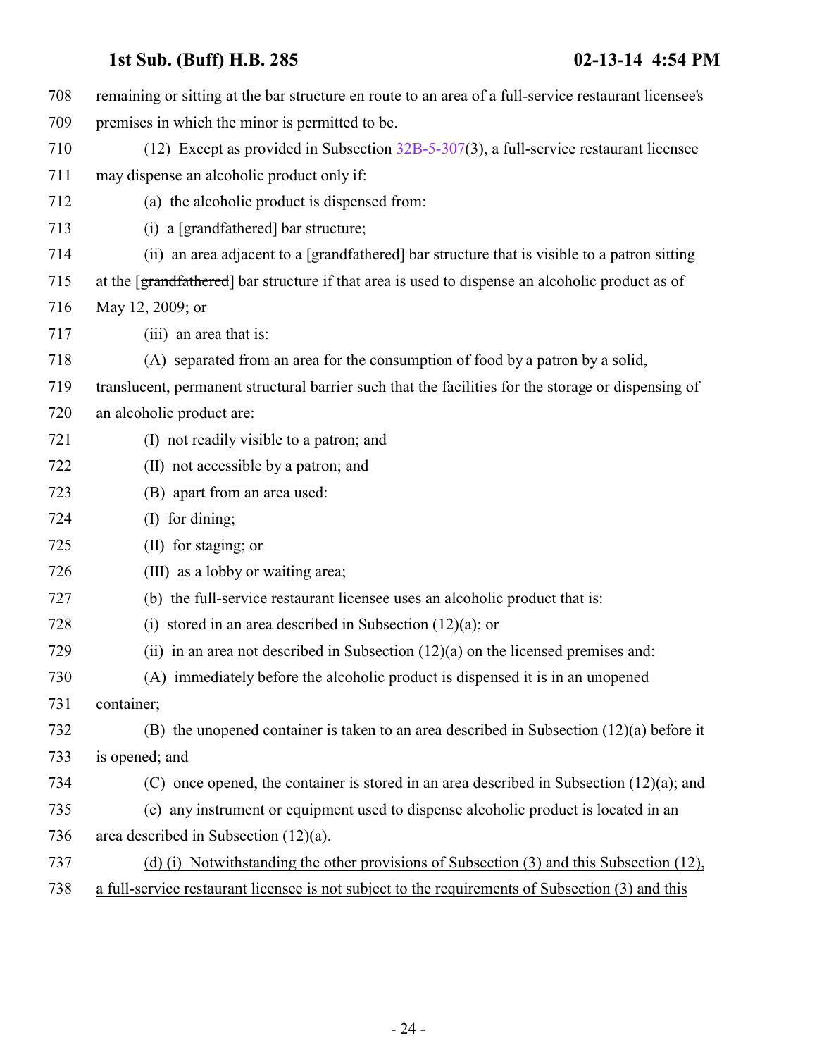708 remaining or sitting at the bar structure en route to an area of a full-service restaurant licensee's
709 premises in which the minor is permitted to be.

710 (12) Except as provided in Subsection 32B-5-307(3), a full-service restaurant licensee
711 may dispense an alcoholic product only if:

712 (a) the alcoholic product is dispensed from:

713 (i) a [~~grandfathered~~] bar structure;

714 (ii) an area adjacent to a [~~grandfathered~~] bar structure that is visible to a patron sitting
715 at the [~~grandfathered~~] bar structure if that area is used to dispense an alcoholic product as of
716 May 12, 2009; or

717 (iii) an area that is:

718 (A) separated from an area for the consumption of food by a patron by a solid,
719 translucent, permanent structural barrier such that the facilities for the storage or dispensing of
720 an alcoholic product are:

721 (I) not readily visible to a patron; and

722 (II) not accessible by a patron; and

723 (B) apart from an area used:

724 (I) for dining;

725 (II) for staging; or

726 (III) as a lobby or waiting area;

727 (b) the full-service restaurant licensee uses an alcoholic product that is:

728 (i) stored in an area described in Subsection (12)(a); or

729 (ii) in an area not described in Subsection (12)(a) on the licensed premises and:

730 (A) immediately before the alcoholic product is dispensed it is in an unopened
731 container;

732 (B) the unopened container is taken to an area described in Subsection (12)(a) before it
733 is opened; and

734 (C) once opened, the container is stored in an area described in Subsection (12)(a); and

735 (c) any instrument or equipment used to dispense alcoholic product is located in an
736 area described in Subsection (12)(a).

737 <u>(d) (i) Notwithstanding the other provisions of Subsection (3) and this Subsection (12),</u>
738 <u>a full-service restaurant licensee is not subject to the requirements of Subsection (3) and this</u>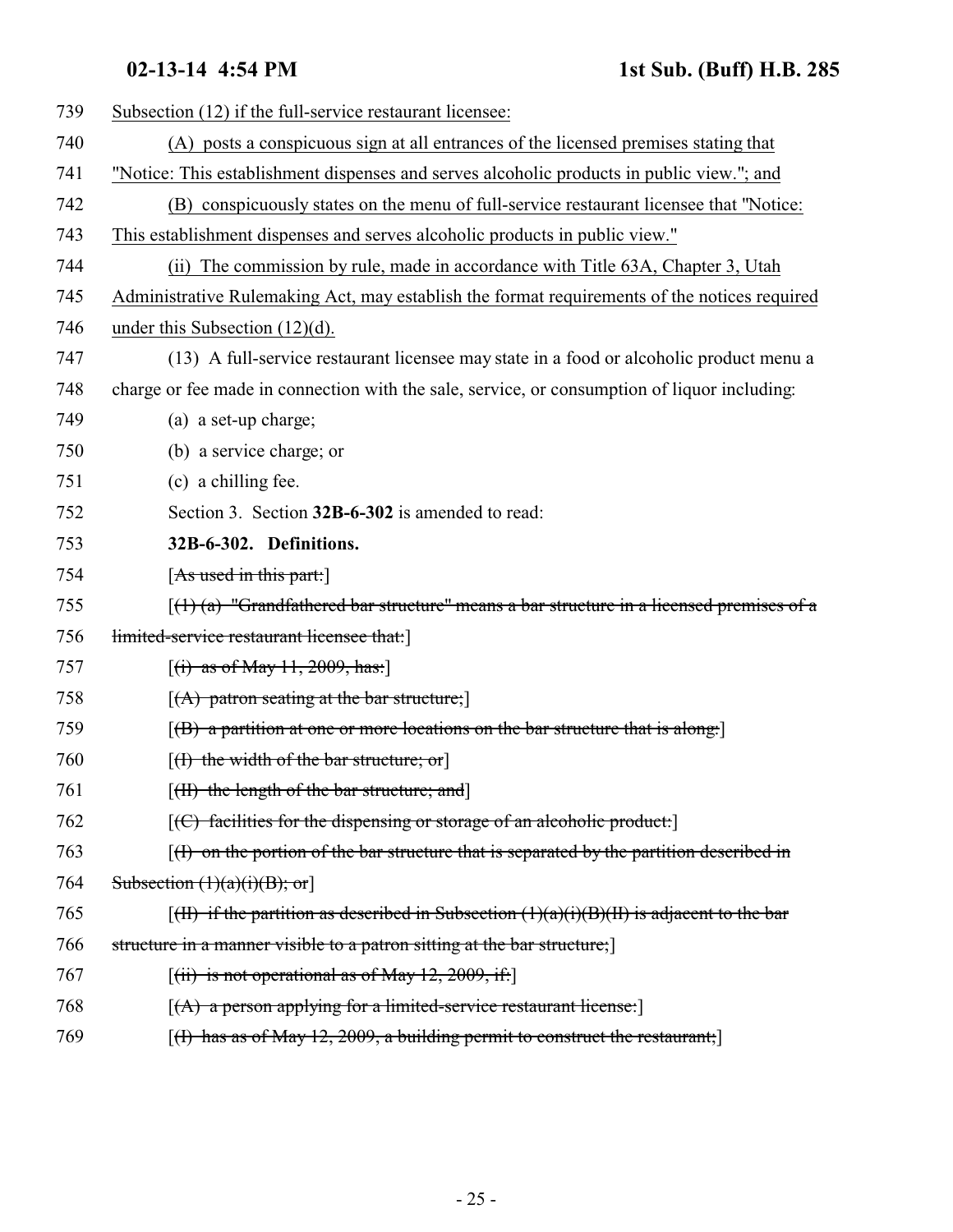Subsection (12) if the full-service restaurant licensee:

(A) posts a conspicuous sign at all entrances of the licensed premises stating that "Notice: This establishment dispenses and serves alcoholic products in public view."; and

(B) conspicuously states on the menu of full-service restaurant licensee that "Notice: This establishment dispenses and serves alcoholic products in public view."

(ii) The commission by rule, made in accordance with Title 63A, Chapter 3, Utah Administrative Rulemaking Act, may establish the format requirements of the notices required under this Subsection (12)(d).

(13) A full-service restaurant licensee may state in a food or alcoholic product menu a charge or fee made in connection with the sale, service, or consumption of liquor including:

(a) a set-up charge;

(b) a service charge; or

(c) a chilling fee.

Section 3. Section **32B-6-302** is amended to read:

**32B-6-302. Definitions.**

[~~As used in this part:~~]

[~~(1) (a) "Grandfathered bar structure" means a bar structure in a licensed premises of a limited-service restaurant licensee that:~~]

[~~(i) as of May 11, 2009, has:~~]

[~~(A) patron seating at the bar structure;~~]

[~~(B) a partition at one or more locations on the bar structure that is along:~~]

[~~(I) the width of the bar structure; or~~]

[~~(II) the length of the bar structure; and~~]

[~~(C) facilities for the dispensing or storage of an alcoholic product:~~]

[~~(I) on the portion of the bar structure that is separated by the partition described in Subsection (1)(a)(i)(B); or~~]

[~~(II) if the partition as described in Subsection (1)(a)(i)(B)(II) is adjacent to the bar structure in a manner visible to a patron sitting at the bar structure;~~]

[~~(ii) is not operational as of May 12, 2009, if:~~]

[~~(A) a person applying for a limited-service restaurant license:~~]

[~~(I) has as of May 12, 2009, a building permit to construct the restaurant;~~]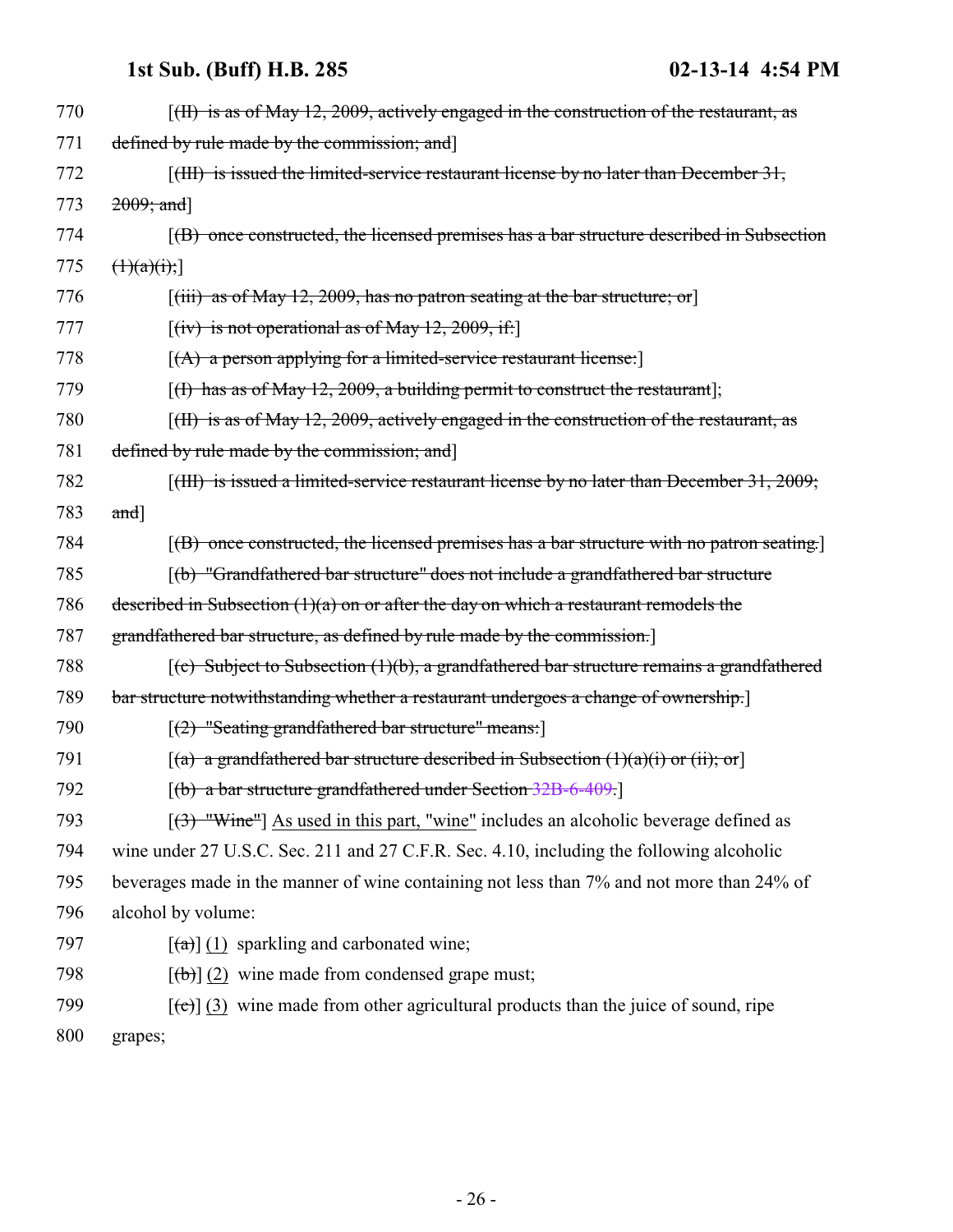770 [(II) is as of May 12, 2009, actively engaged in the construction of the restaurant, as
771 defined by rule made by the commission; and]
772 [(III) is issued the limited-service restaurant license by no later than December 31,
773 2009; and]
774 [(B) once constructed, the licensed premises has a bar structure described in Subsection
775 (1)(a)(i);]
776 [(iii) as of May 12, 2009, has no patron seating at the bar structure; or]
777 [(iv) is not operational as of May 12, 2009, if:]
778 [(A) a person applying for a limited-service restaurant license:]
779 [(I) has as of May 12, 2009, a building permit to construct the restaurant];
780 [(II) is as of May 12, 2009, actively engaged in the construction of the restaurant, as
781 defined by rule made by the commission; and]
782 [(III) is issued a limited-service restaurant license by no later than December 31, 2009;
783 and]
784 [(B) once constructed, the licensed premises has a bar structure with no patron seating.]
785 [(b) "Grandfathered bar structure" does not include a grandfathered bar structure
786 described in Subsection (1)(a) on or after the day on which a restaurant remodels the
787 grandfathered bar structure, as defined by rule made by the commission.]
788 [(c) Subject to Subsection (1)(b), a grandfathered bar structure remains a grandfathered
789 bar structure notwithstanding whether a restaurant undergoes a change of ownership.]
790 [(2) "Seating grandfathered bar structure" means:]
791 [(a) a grandfathered bar structure described in Subsection (1)(a)(i) or (ii); or]
792 [(b) a bar structure grandfathered under Section 32B-6-409.]
793 [(3) "Wine"] As used in this part, "wine" includes an alcoholic beverage defined as
794 wine under 27 U.S.C. Sec. 211 and 27 C.F.R. Sec. 4.10, including the following alcoholic
795 beverages made in the manner of wine containing not less than 7% and not more than 24% of
796 alcohol by volume:
797 [(a)] (1) sparkling and carbonated wine;
798 [(b)] (2) wine made from condensed grape must;
799 [(c)] (3) wine made from other agricultural products than the juice of sound, ripe
800 grapes;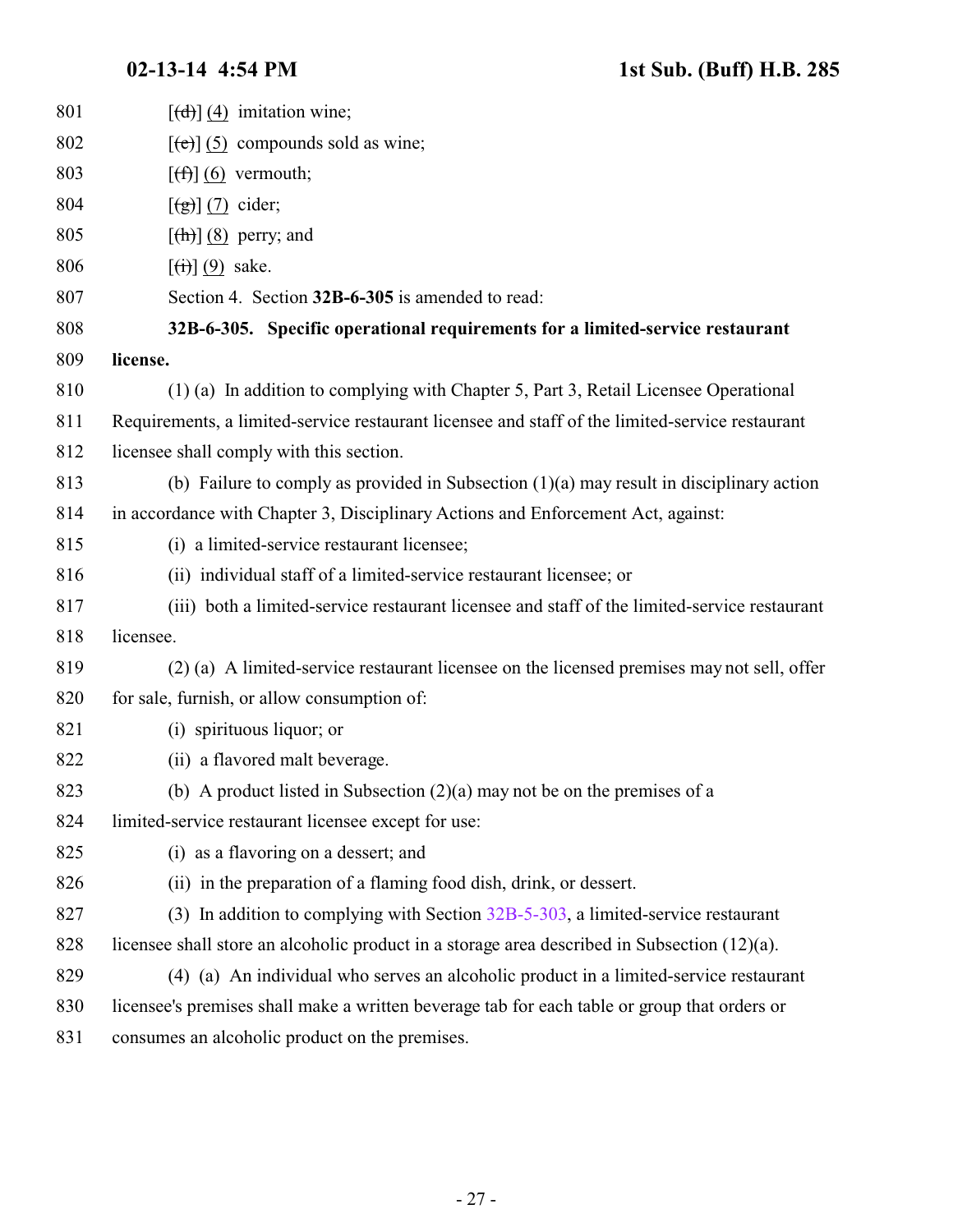[~~(d)~~] (4) imitation wine;

[~~(e)~~] (5) compounds sold as wine;

[~~(f)~~] (6) vermouth;

[~~(g)~~] (7) cider;

[~~(h)~~] (8) perry; and

[~~(i)~~] (9) sake.

Section 4. Section **32B-6-305** is amended to read:

**32B-6-305. Specific operational requirements for a limited-service restaurant license.**

(1) (a) In addition to complying with Chapter 5, Part 3, Retail Licensee Operational Requirements, a limited-service restaurant licensee and staff of the limited-service restaurant licensee shall comply with this section.

(b) Failure to comply as provided in Subsection (1)(a) may result in disciplinary action in accordance with Chapter 3, Disciplinary Actions and Enforcement Act, against:

(i) a limited-service restaurant licensee;

(ii) individual staff of a limited-service restaurant licensee; or

(iii) both a limited-service restaurant licensee and staff of the limited-service restaurant licensee.

(2) (a) A limited-service restaurant licensee on the licensed premises may not sell, offer for sale, furnish, or allow consumption of:

(i) spirituous liquor; or

(ii) a flavored malt beverage.

(b) A product listed in Subsection (2)(a) may not be on the premises of a limited-service restaurant licensee except for use:

(i) as a flavoring on a dessert; and

(ii) in the preparation of a flaming food dish, drink, or dessert.

(3) In addition to complying with Section 32B-5-303, a limited-service restaurant licensee shall store an alcoholic product in a storage area described in Subsection (12)(a).

(4) (a) An individual who serves an alcoholic product in a limited-service restaurant licensee's premises shall make a written beverage tab for each table or group that orders or consumes an alcoholic product on the premises.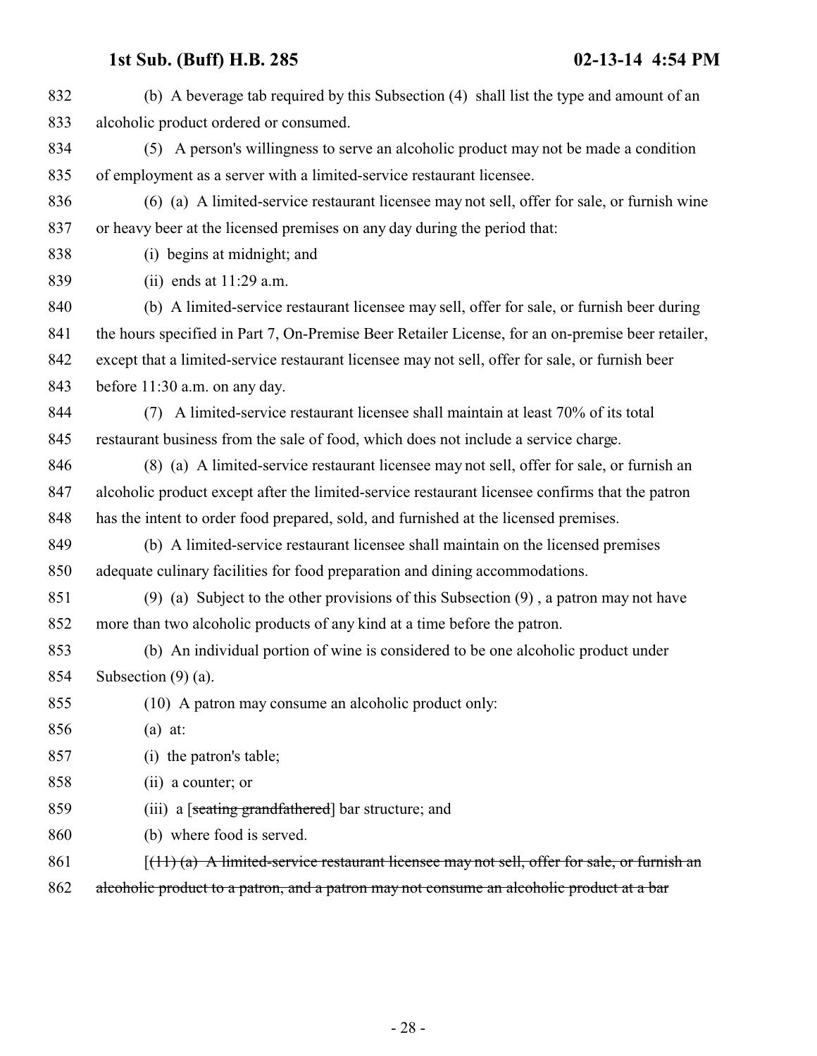832 (b) A beverage tab required by this Subsection (4) shall list the type and amount of an
833 alcoholic product ordered or consumed.

834 (5) A person's willingness to serve an alcoholic product may not be made a condition
835 of employment as a server with a limited-service restaurant licensee.

836 (6) (a) A limited-service restaurant licensee may not sell, offer for sale, or furnish wine
837 or heavy beer at the licensed premises on any day during the period that:

838 (i) begins at midnight; and

839 (ii) ends at 11:29 a.m.

840 (b) A limited-service restaurant licensee may sell, offer for sale, or furnish beer during
841 the hours specified in Part 7, On-Premise Beer Retailer License, for an on-premise beer retailer,
842 except that a limited-service restaurant licensee may not sell, offer for sale, or furnish beer
843 before 11:30 a.m. on any day.

844 (7) A limited-service restaurant licensee shall maintain at least 70% of its total
845 restaurant business from the sale of food, which does not include a service charge.

846 (8) (a) A limited-service restaurant licensee may not sell, offer for sale, or furnish an
847 alcoholic product except after the limited-service restaurant licensee confirms that the patron
848 has the intent to order food prepared, sold, and furnished at the licensed premises.

849 (b) A limited-service restaurant licensee shall maintain on the licensed premises
850 adequate culinary facilities for food preparation and dining accommodations.

851 (9) (a) Subject to the other provisions of this Subsection (9) , a patron may not have
852 more than two alcoholic products of any kind at a time before the patron.

853 (b) An individual portion of wine is considered to be one alcoholic product under
854 Subsection (9) (a).

855 (10) A patron may consume an alcoholic product only:

856 (a) at:

857 (i) the patron's table;

858 (ii) a counter; or

859 (iii) a [~~seating grandfathered~~] bar structure; and

860 (b) where food is served.

861 [~~(11) (a) A limited-service restaurant licensee may not sell, offer for sale, or furnish an~~
862 ~~alcoholic product to a patron, and a patron may not consume an alcoholic product at a bar~~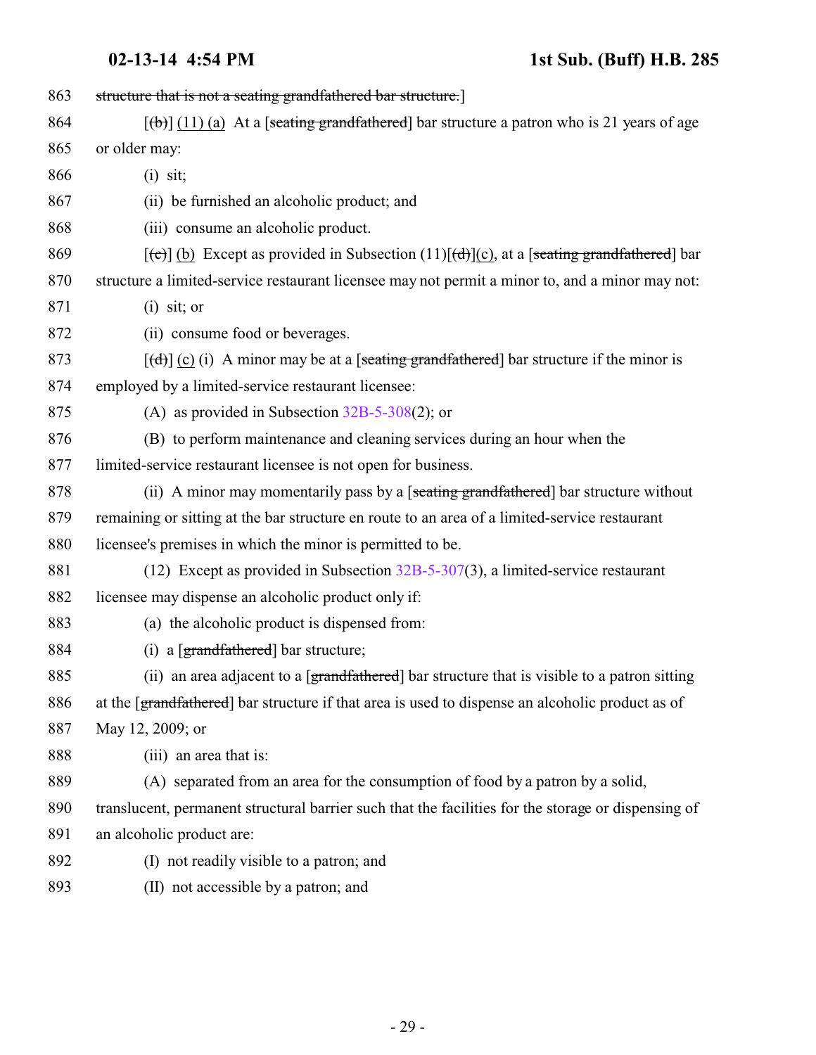863 ~~structure that is not a seating grandfathered bar structure.~~]

864 [~~(b)~~] <u>(11) (a)</u> At a [~~seating grandfathered~~] bar structure a patron who is 21 years of age

865 or older may:

866 (i) sit;

867 (ii) be furnished an alcoholic product; and

868 (iii) consume an alcoholic product.

869 [~~(c)~~] <u>(b)</u> Except as provided in Subsection (11)[~~(d)~~]<u>(c)</u>, at a [~~seating grandfathered~~] bar

870 structure a limited-service restaurant licensee may not permit a minor to, and a minor may not:

871 (i) sit; or

872 (ii) consume food or beverages.

873 [~~(d)~~] <u>(c)</u> (i) A minor may be at a [~~seating grandfathered~~] bar structure if the minor is

874 employed by a limited-service restaurant licensee:

875 (A) as provided in Subsection 32B-5-308(2); or

876 (B) to perform maintenance and cleaning services during an hour when the

877 limited-service restaurant licensee is not open for business.

878 (ii) A minor may momentarily pass by a [~~seating grandfathered~~] bar structure without

879 remaining or sitting at the bar structure en route to an area of a limited-service restaurant

880 licensee's premises in which the minor is permitted to be.

881 (12) Except as provided in Subsection 32B-5-307(3), a limited-service restaurant

882 licensee may dispense an alcoholic product only if:

883 (a) the alcoholic product is dispensed from:

884 (i) a [~~grandfathered~~] bar structure;

885 (ii) an area adjacent to a [~~grandfathered~~] bar structure that is visible to a patron sitting

886 at the [~~grandfathered~~] bar structure if that area is used to dispense an alcoholic product as of

887 May 12, 2009; or

888 (iii) an area that is:

889 (A) separated from an area for the consumption of food by a patron by a solid,

890 translucent, permanent structural barrier such that the facilities for the storage or dispensing of

891 an alcoholic product are:

892 (I) not readily visible to a patron; and

893 (II) not accessible by a patron; and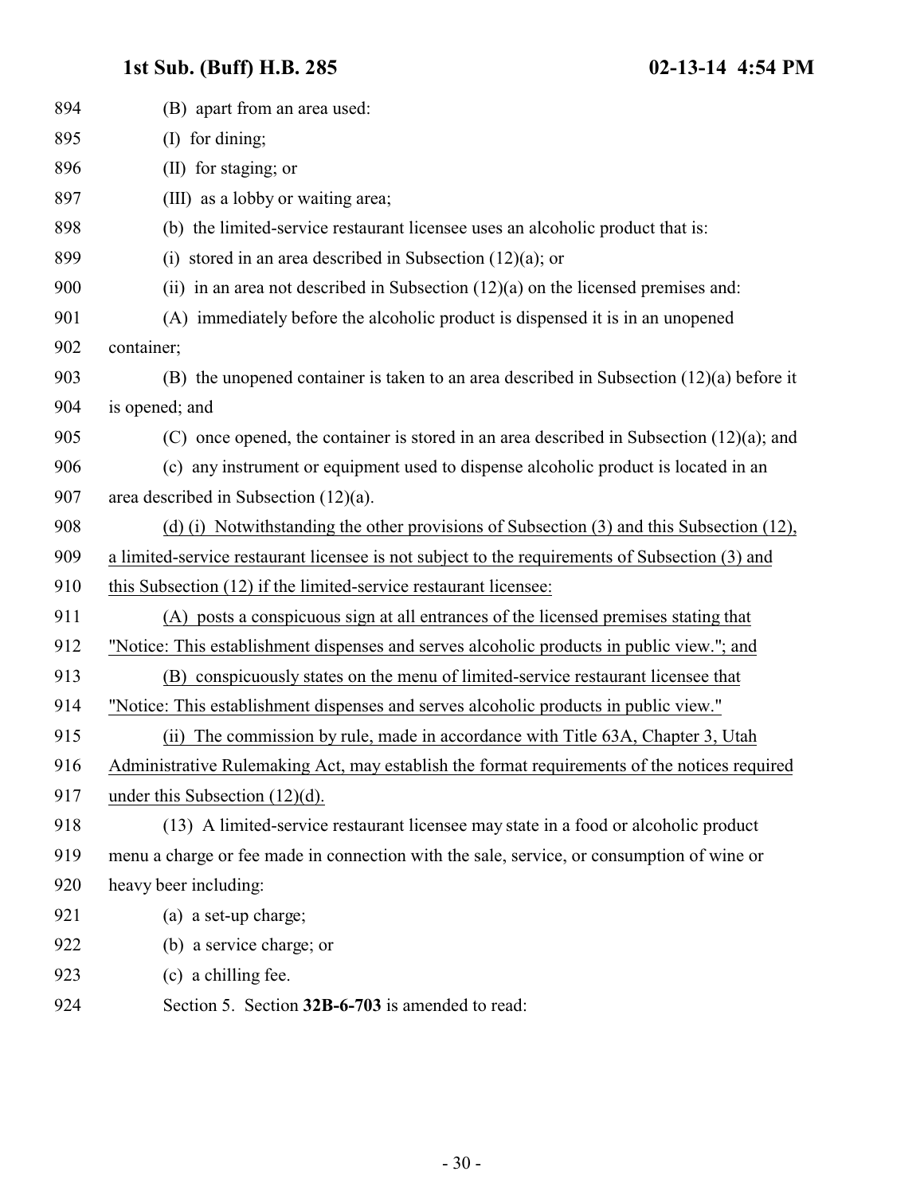(B) apart from an area used:

(I) for dining;

(II) for staging; or

(III) as a lobby or waiting area;

(b) the limited-service restaurant licensee uses an alcoholic product that is:

(i) stored in an area described in Subsection (12)(a); or

(ii) in an area not described in Subsection (12)(a) on the licensed premises and:

(A) immediately before the alcoholic product is dispensed it is in an unopened container;

(B) the unopened container is taken to an area described in Subsection (12)(a) before it is opened; and

(C) once opened, the container is stored in an area described in Subsection (12)(a); and

(c) any instrument or equipment used to dispense alcoholic product is located in an area described in Subsection (12)(a).

(d) (i) Notwithstanding the other provisions of Subsection (3) and this Subsection (12), a limited-service restaurant licensee is not subject to the requirements of Subsection (3) and this Subsection (12) if the limited-service restaurant licensee:

(A) posts a conspicuous sign at all entrances of the licensed premises stating that "Notice: This establishment dispenses and serves alcoholic products in public view."; and

(B) conspicuously states on the menu of limited-service restaurant licensee that "Notice: This establishment dispenses and serves alcoholic products in public view."

(ii) The commission by rule, made in accordance with Title 63A, Chapter 3, Utah Administrative Rulemaking Act, may establish the format requirements of the notices required under this Subsection (12)(d).

(13) A limited-service restaurant licensee may state in a food or alcoholic product menu a charge or fee made in connection with the sale, service, or consumption of wine or heavy beer including:

(a) a set-up charge;

(b) a service charge; or

(c) a chilling fee.

Section 5. Section **32B-6-703** is amended to read: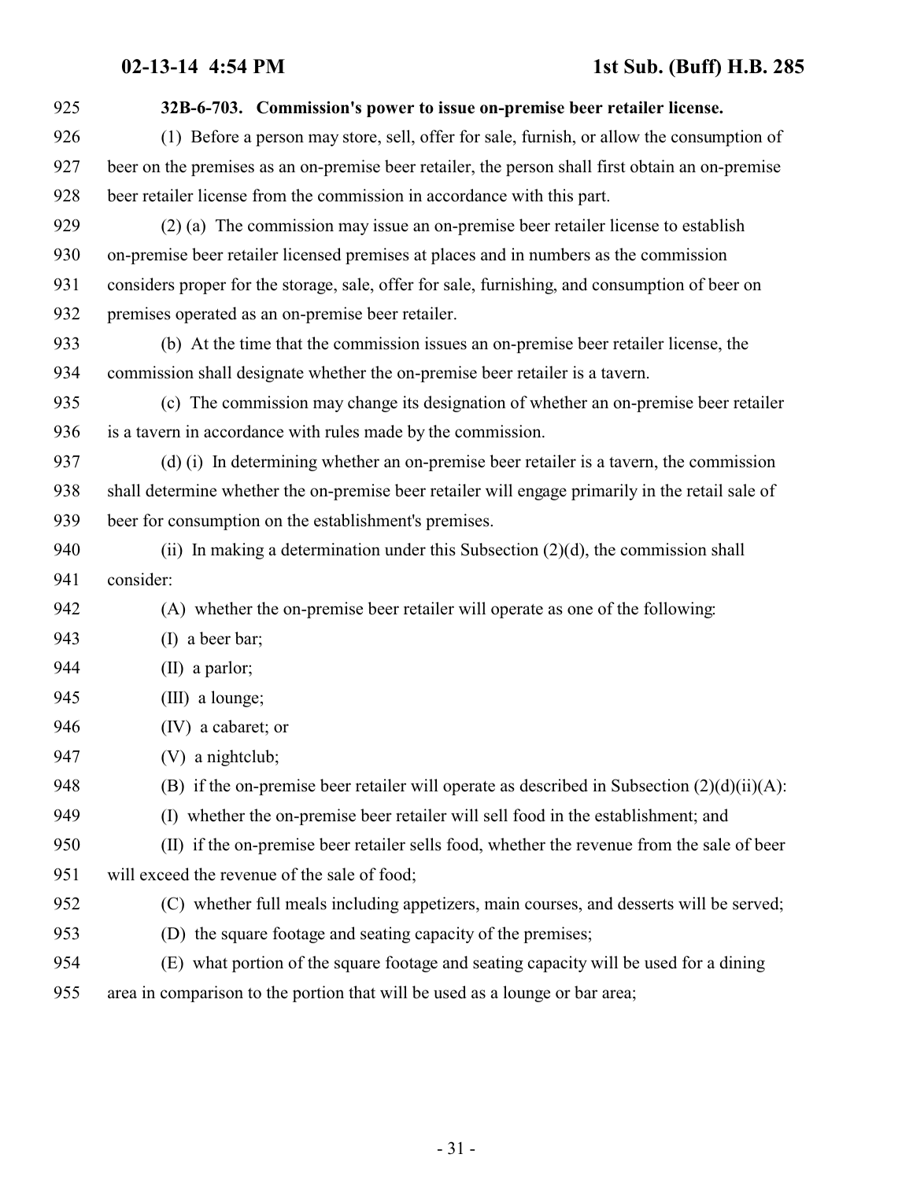**32B-6-703. Commission's power to issue on-premise beer retailer license.**

(1) Before a person may store, sell, offer for sale, furnish, or allow the consumption of beer on the premises as an on-premise beer retailer, the person shall first obtain an on-premise beer retailer license from the commission in accordance with this part.

(2) (a) The commission may issue an on-premise beer retailer license to establish on-premise beer retailer licensed premises at places and in numbers as the commission considers proper for the storage, sale, offer for sale, furnishing, and consumption of beer on premises operated as an on-premise beer retailer.

(b) At the time that the commission issues an on-premise beer retailer license, the commission shall designate whether the on-premise beer retailer is a tavern.

(c) The commission may change its designation of whether an on-premise beer retailer is a tavern in accordance with rules made by the commission.

(d) (i) In determining whether an on-premise beer retailer is a tavern, the commission shall determine whether the on-premise beer retailer will engage primarily in the retail sale of beer for consumption on the establishment's premises.

(ii) In making a determination under this Subsection (2)(d), the commission shall consider:

(A) whether the on-premise beer retailer will operate as one of the following:

(I) a beer bar;

(II) a parlor;

(III) a lounge;

(IV) a cabaret; or

(V) a nightclub;

(B) if the on-premise beer retailer will operate as described in Subsection (2)(d)(ii)(A):

(I) whether the on-premise beer retailer will sell food in the establishment; and

(II) if the on-premise beer retailer sells food, whether the revenue from the sale of beer will exceed the revenue of the sale of food;

(C) whether full meals including appetizers, main courses, and desserts will be served;

(D) the square footage and seating capacity of the premises;

(E) what portion of the square footage and seating capacity will be used for a dining area in comparison to the portion that will be used as a lounge or bar area;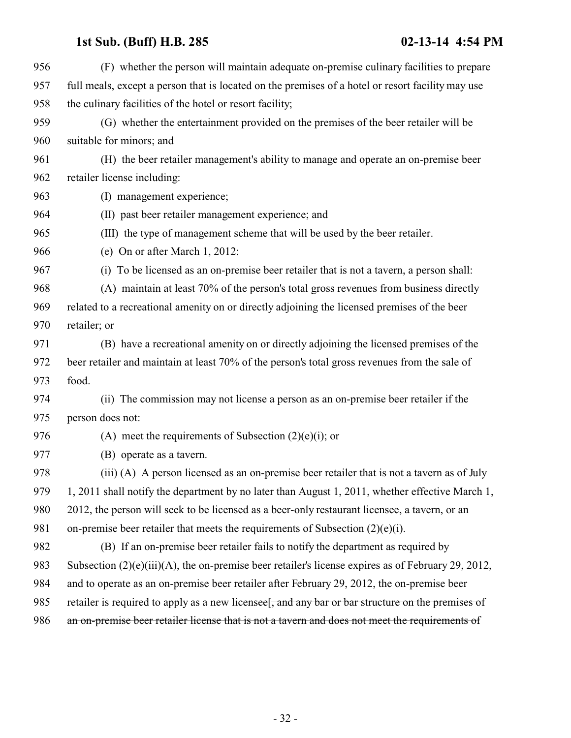956 (F) whether the person will maintain adequate on-premise culinary facilities to prepare
957 full meals, except a person that is located on the premises of a hotel or resort facility may use
958 the culinary facilities of the hotel or resort facility;

959 (G) whether the entertainment provided on the premises of the beer retailer will be
960 suitable for minors; and

961 (H) the beer retailer management's ability to manage and operate an on-premise beer
962 retailer license including:

963 (I) management experience;

964 (II) past beer retailer management experience; and

965 (III) the type of management scheme that will be used by the beer retailer.

966 (e) On or after March 1, 2012:

967 (i) To be licensed as an on-premise beer retailer that is not a tavern, a person shall:

968 (A) maintain at least 70% of the person's total gross revenues from business directly
969 related to a recreational amenity on or directly adjoining the licensed premises of the beer
970 retailer; or

971 (B) have a recreational amenity on or directly adjoining the licensed premises of the
972 beer retailer and maintain at least 70% of the person's total gross revenues from the sale of
973 food.

974 (ii) The commission may not license a person as an on-premise beer retailer if the
975 person does not:

976 (A) meet the requirements of Subsection (2)(e)(i); or

977 (B) operate as a tavern.

978 (iii) (A) A person licensed as an on-premise beer retailer that is not a tavern as of July
979 1, 2011 shall notify the department by no later than August 1, 2011, whether effective March 1,
980 2012, the person will seek to be licensed as a beer-only restaurant licensee, a tavern, or an
981 on-premise beer retailer that meets the requirements of Subsection (2)(e)(i).

982 (B) If an on-premise beer retailer fails to notify the department as required by
983 Subsection (2)(e)(iii)(A), the on-premise beer retailer's license expires as of February 29, 2012,
984 and to operate as an on-premise beer retailer after February 29, 2012, the on-premise beer
985 retailer is required to apply as a new licensee[~~, and any bar or bar structure on the premises of~~
986 ~~an on-premise beer retailer license that is not a tavern and does not meet the requirements of~~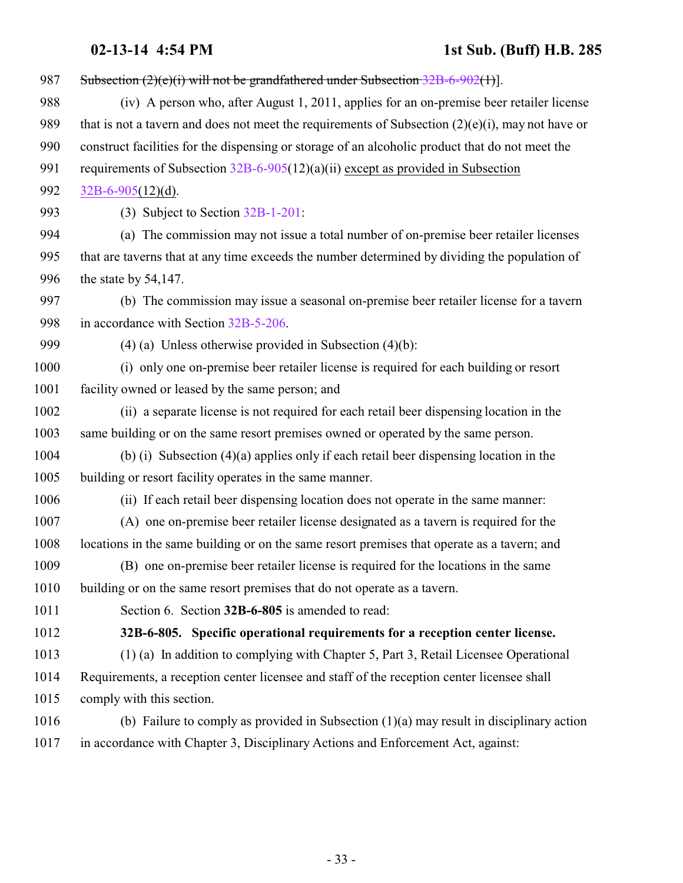987 ~~Subsection (2)(e)(i) will not be grandfathered under Subsection 32B-6-902(1)~~].

988 (iv) A person who, after August 1, 2011, applies for an on-premise beer retailer license

989 that is not a tavern and does not meet the requirements of Subsection (2)(e)(i), may not have or

990 construct facilities for the dispensing or storage of an alcoholic product that do not meet the

991 requirements of Subsection 32B-6-905(12)(a)(ii) <u>except as provided in Subsection</u>

992 <u>32B-6-905(12)(d)</u>.

993 (3) Subject to Section 32B-1-201:

994 (a) The commission may not issue a total number of on-premise beer retailer licenses

995 that are taverns that at any time exceeds the number determined by dividing the population of

996 the state by 54,147.

997 (b) The commission may issue a seasonal on-premise beer retailer license for a tavern

998 in accordance with Section 32B-5-206.

999 (4) (a) Unless otherwise provided in Subsection (4)(b):

1000 (i) only one on-premise beer retailer license is required for each building or resort

1001 facility owned or leased by the same person; and

1002 (ii) a separate license is not required for each retail beer dispensing location in the

1003 same building or on the same resort premises owned or operated by the same person.

1004 (b) (i) Subsection (4)(a) applies only if each retail beer dispensing location in the

1005 building or resort facility operates in the same manner.

1006 (ii) If each retail beer dispensing location does not operate in the same manner:

1007 (A) one on-premise beer retailer license designated as a tavern is required for the

1008 locations in the same building or on the same resort premises that operate as a tavern; and

1009 (B) one on-premise beer retailer license is required for the locations in the same

1010 building or on the same resort premises that do not operate as a tavern.

1011 Section 6. Section **32B-6-805** is amended to read:

1012 **32B-6-805. Specific operational requirements for a reception center license.**

1013 (1) (a) In addition to complying with Chapter 5, Part 3, Retail Licensee Operational

1014 Requirements, a reception center licensee and staff of the reception center licensee shall

1015 comply with this section.

1016 (b) Failure to comply as provided in Subsection (1)(a) may result in disciplinary action

1017 in accordance with Chapter 3, Disciplinary Actions and Enforcement Act, against: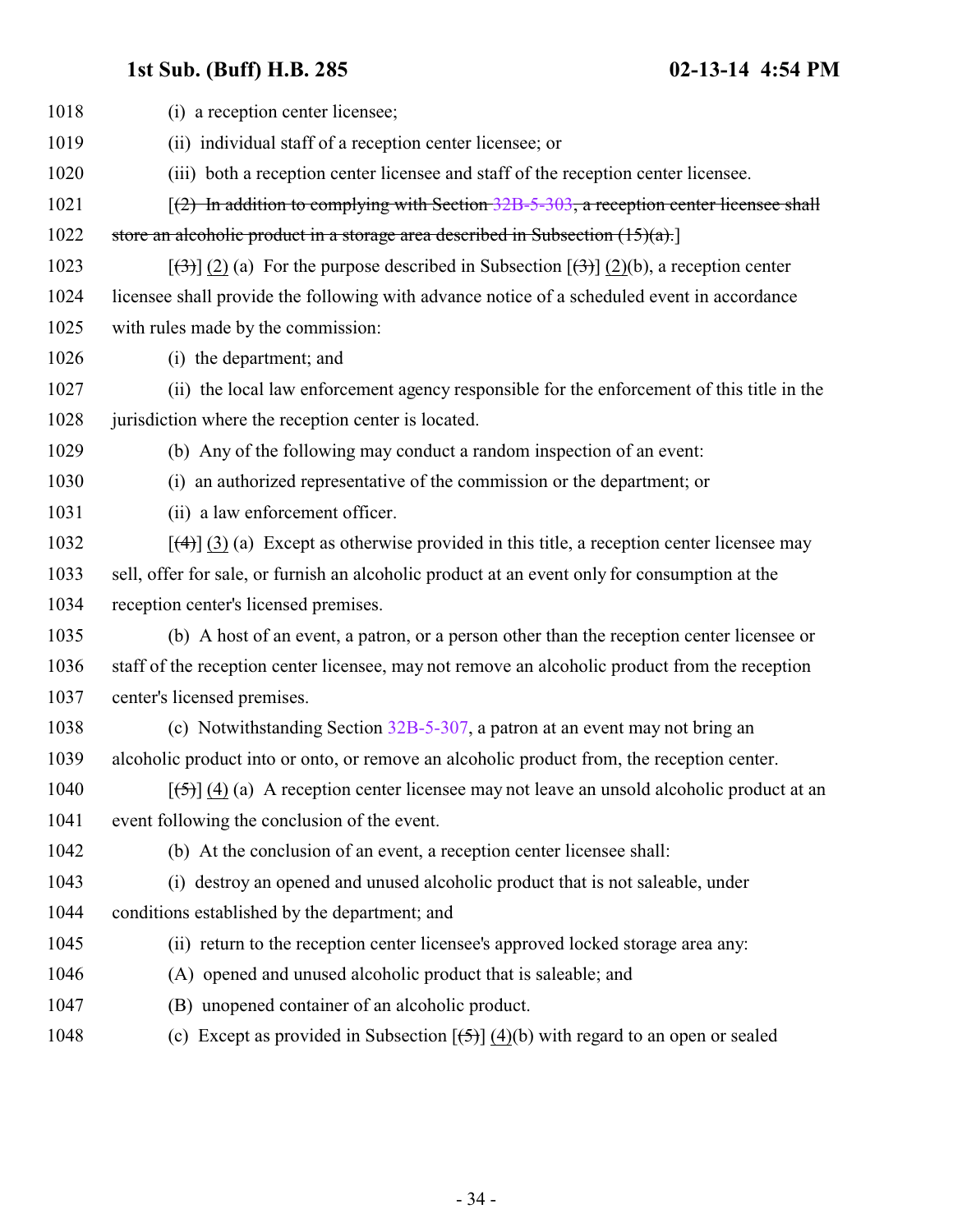1018 (i) a reception center licensee;

1019 (ii) individual staff of a reception center licensee; or

1020 (iii) both a reception center licensee and staff of the reception center licensee.

1021 [~~(2) In addition to complying with Section 32B-5-303, a reception center licensee shall~~

1022 ~~store an alcoholic product in a storage area described in Subsection (15)(a).~~]

1023 [~~(3)~~] (2) (a) For the purpose described in Subsection [~~(3)~~] (2)(b), a reception center

1024 licensee shall provide the following with advance notice of a scheduled event in accordance

1025 with rules made by the commission:

1026 (i) the department; and

1027 (ii) the local law enforcement agency responsible for the enforcement of this title in the

1028 jurisdiction where the reception center is located.

1029 (b) Any of the following may conduct a random inspection of an event:

1030 (i) an authorized representative of the commission or the department; or

1031 (ii) a law enforcement officer.

1032 [~~(4)~~] (3) (a) Except as otherwise provided in this title, a reception center licensee may

1033 sell, offer for sale, or furnish an alcoholic product at an event only for consumption at the

1034 reception center's licensed premises.

1035 (b) A host of an event, a patron, or a person other than the reception center licensee or

1036 staff of the reception center licensee, may not remove an alcoholic product from the reception

1037 center's licensed premises.

1038 (c) Notwithstanding Section 32B-5-307, a patron at an event may not bring an

1039 alcoholic product into or onto, or remove an alcoholic product from, the reception center.

1040 [~~(5)~~] (4) (a) A reception center licensee may not leave an unsold alcoholic product at an

1041 event following the conclusion of the event.

1042 (b) At the conclusion of an event, a reception center licensee shall:

1043 (i) destroy an opened and unused alcoholic product that is not saleable, under

1044 conditions established by the department; and

1045 (ii) return to the reception center licensee's approved locked storage area any:

1046 (A) opened and unused alcoholic product that is saleable; and

1047 (B) unopened container of an alcoholic product.

1048 (c) Except as provided in Subsection [~~(5)~~] (4)(b) with regard to an open or sealed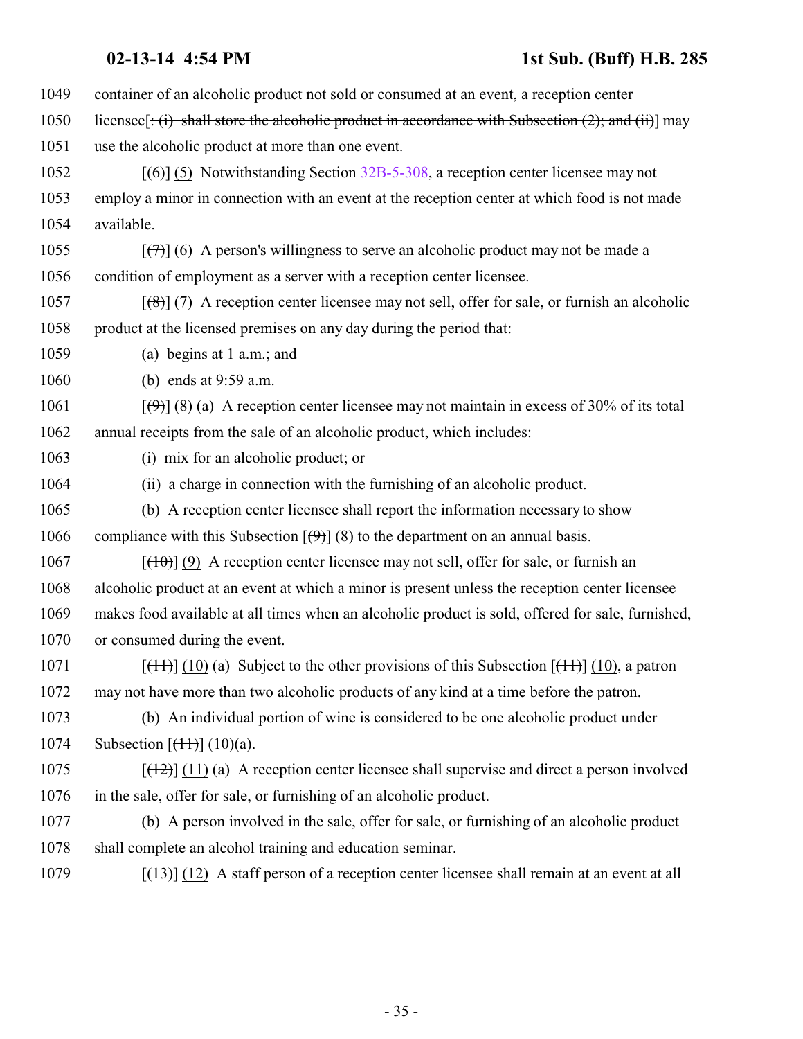1049 container of an alcoholic product not sold or consumed at an event, a reception center

1050 licensee[~~: (i) shall store the alcoholic product in accordance with Subsection (2); and (ii)~~] may

1051 use the alcoholic product at more than one event.

1052 [~~(6)~~] (5) Notwithstanding Section 32B-5-308, a reception center licensee may not

1053 employ a minor in connection with an event at the reception center at which food is not made

1054 available.

1055 [~~(7)~~] (6) A person's willingness to serve an alcoholic product may not be made a

1056 condition of employment as a server with a reception center licensee.

1057 [~~(8)~~] (7) A reception center licensee may not sell, offer for sale, or furnish an alcoholic

1058 product at the licensed premises on any day during the period that:

1059 (a) begins at 1 a.m.; and

1060 (b) ends at 9:59 a.m.

1061 [~~(9)~~] (8) (a) A reception center licensee may not maintain in excess of 30% of its total

1062 annual receipts from the sale of an alcoholic product, which includes:

1063 (i) mix for an alcoholic product; or

1064 (ii) a charge in connection with the furnishing of an alcoholic product.

1065 (b) A reception center licensee shall report the information necessary to show

1066 compliance with this Subsection [~~(9)~~] (8) to the department on an annual basis.

1067 [~~(10)~~] (9) A reception center licensee may not sell, offer for sale, or furnish an

1068 alcoholic product at an event at which a minor is present unless the reception center licensee

1069 makes food available at all times when an alcoholic product is sold, offered for sale, furnished,

1070 or consumed during the event.

1071 [~~(11)~~] (10) (a) Subject to the other provisions of this Subsection [~~(11)~~] (10), a patron

1072 may not have more than two alcoholic products of any kind at a time before the patron.

1073 (b) An individual portion of wine is considered to be one alcoholic product under

1074 Subsection [~~(11)~~] (10)(a).

1075 [~~(12)~~] (11) (a) A reception center licensee shall supervise and direct a person involved

1076 in the sale, offer for sale, or furnishing of an alcoholic product.

1077 (b) A person involved in the sale, offer for sale, or furnishing of an alcoholic product

1078 shall complete an alcohol training and education seminar.

1079 [~~(13)~~] (12) A staff person of a reception center licensee shall remain at an event at all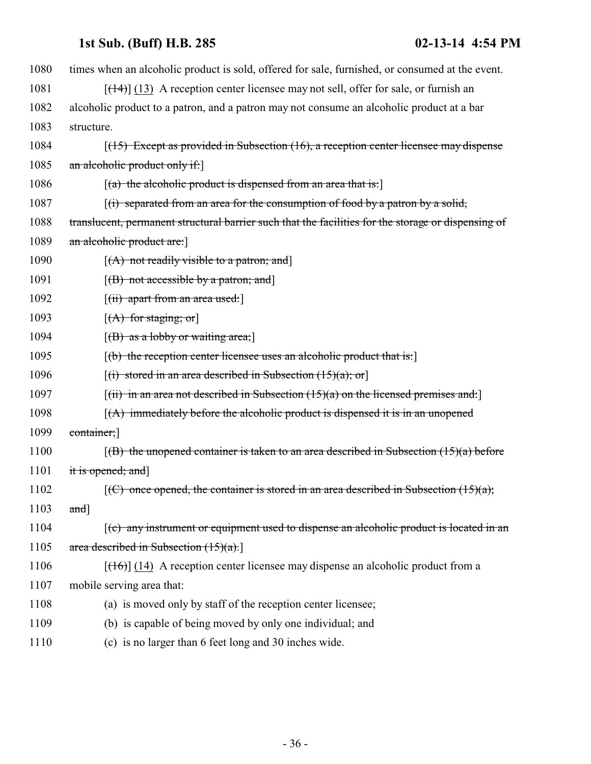times when an alcoholic product is sold, offered for sale, furnished, or consumed at the event.

[~~(14)~~] (13) A reception center licensee may not sell, offer for sale, or furnish an alcoholic product to a patron, and a patron may not consume an alcoholic product at a bar structure.

[~~(15) Except as provided in Subsection (16), a reception center licensee may dispense an alcoholic product only if:~~]

[~~(a) the alcoholic product is dispensed from an area that is:~~]

[~~(i) separated from an area for the consumption of food by a patron by a solid, translucent, permanent structural barrier such that the facilities for the storage or dispensing of an alcoholic product are:~~]

[~~(A) not readily visible to a patron; and~~]

[~~(B) not accessible by a patron; and~~]

[~~(ii) apart from an area used:~~]

[~~(A) for staging; or~~]

[~~(B) as a lobby or waiting area;~~]

[~~(b) the reception center licensee uses an alcoholic product that is:~~]

[~~(i) stored in an area described in Subsection (15)(a); or~~]

[~~(ii) in an area not described in Subsection (15)(a) on the licensed premises and:~~]

[~~(A) immediately before the alcoholic product is dispensed it is in an unopened container;~~]

[~~(B) the unopened container is taken to an area described in Subsection (15)(a) before it is opened; and~~]

[~~(C) once opened, the container is stored in an area described in Subsection (15)(a); and~~]

[~~(c) any instrument or equipment used to dispense an alcoholic product is located in an area described in Subsection (15)(a).~~]

[~~(16)~~] (14) A reception center licensee may dispense an alcoholic product from a mobile serving area that:

(a) is moved only by staff of the reception center licensee;

(b) is capable of being moved by only one individual; and

(c) is no larger than 6 feet long and 30 inches wide.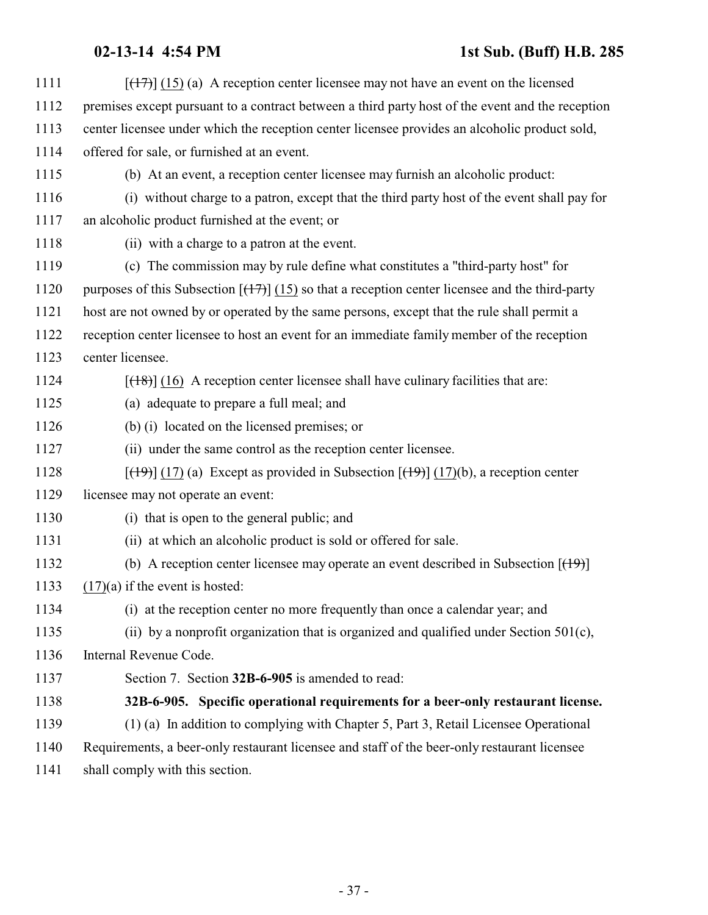1111 [(17)] (15) (a) A reception center licensee may not have an event on the licensed
1112 premises except pursuant to a contract between a third party host of the event and the reception
1113 center licensee under which the reception center licensee provides an alcoholic product sold,
1114 offered for sale, or furnished at an event.

1115 (b) At an event, a reception center licensee may furnish an alcoholic product:

1116 (i) without charge to a patron, except that the third party host of the event shall pay for
1117 an alcoholic product furnished at the event; or

1118 (ii) with a charge to a patron at the event.

1119 (c) The commission may by rule define what constitutes a "third-party host" for
1120 purposes of this Subsection [(17)] (15) so that a reception center licensee and the third-party
1121 host are not owned by or operated by the same persons, except that the rule shall permit a
1122 reception center licensee to host an event for an immediate family member of the reception
1123 center licensee.

1124 [(18)] (16) A reception center licensee shall have culinary facilities that are:

1125 (a) adequate to prepare a full meal; and

1126 (b) (i) located on the licensed premises; or

1127 (ii) under the same control as the reception center licensee.

1128 [(19)] (17) (a) Except as provided in Subsection [(19)] (17)(b), a reception center
1129 licensee may not operate an event:

1130 (i) that is open to the general public; and

1131 (ii) at which an alcoholic product is sold or offered for sale.

1132 (b) A reception center licensee may operate an event described in Subsection [(19)]
1133 (17)(a) if the event is hosted:

1134 (i) at the reception center no more frequently than once a calendar year; and

1135 (ii) by a nonprofit organization that is organized and qualified under Section 501(c),
1136 Internal Revenue Code.

1137 Section 7. Section **32B-6-905** is amended to read:

1138 **32B-6-905. Specific operational requirements for a beer-only restaurant license.**

1139 (1) (a) In addition to complying with Chapter 5, Part 3, Retail Licensee Operational
1140 Requirements, a beer-only restaurant licensee and staff of the beer-only restaurant licensee
1141 shall comply with this section.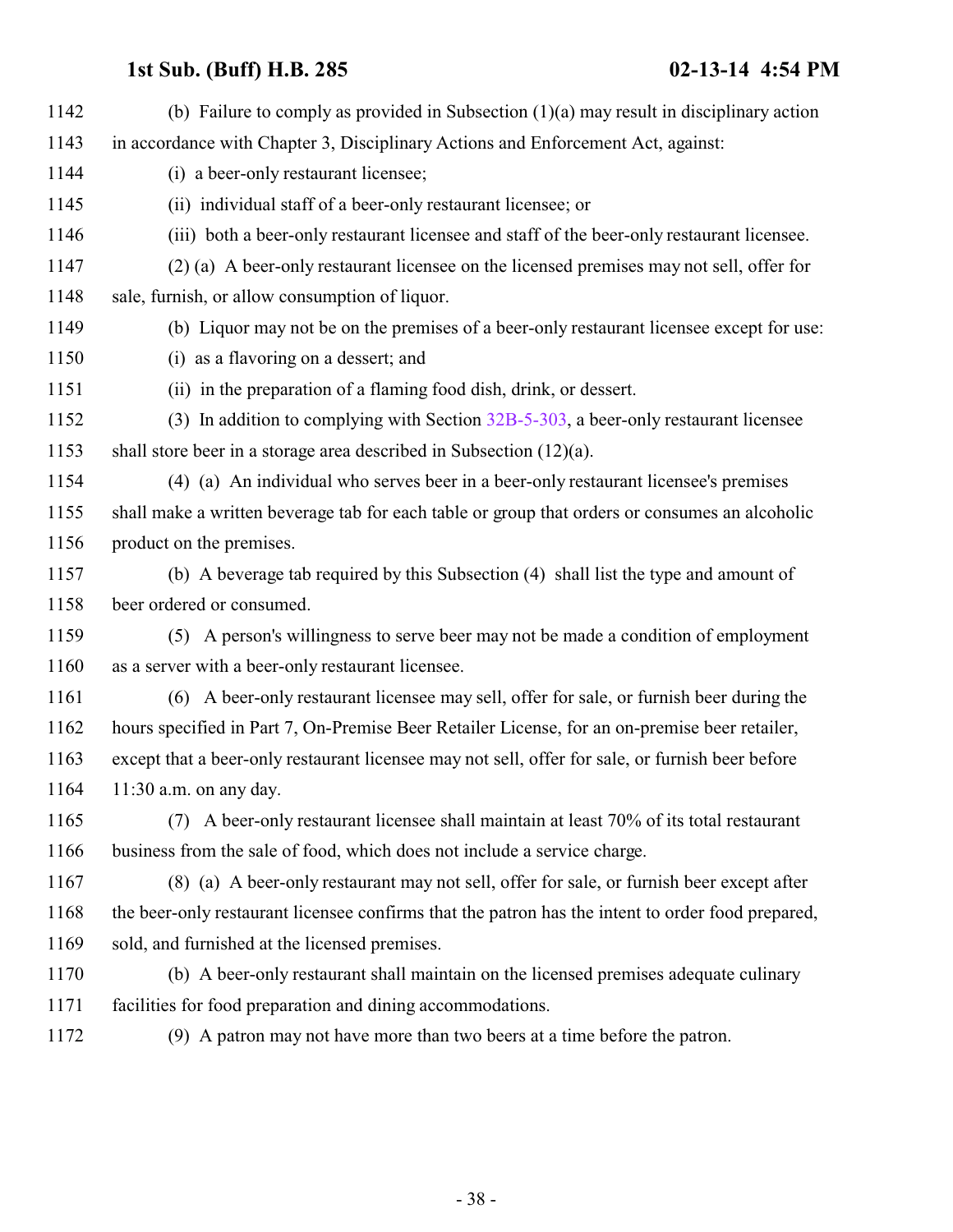1142 (b) Failure to comply as provided in Subsection (1)(a) may result in disciplinary action

1143 in accordance with Chapter 3, Disciplinary Actions and Enforcement Act, against:

1144 (i) a beer-only restaurant licensee;

1145 (ii) individual staff of a beer-only restaurant licensee; or

1146 (iii) both a beer-only restaurant licensee and staff of the beer-only restaurant licensee.

1147 (2) (a) A beer-only restaurant licensee on the licensed premises may not sell, offer for

1148 sale, furnish, or allow consumption of liquor.

1149 (b) Liquor may not be on the premises of a beer-only restaurant licensee except for use:

1150 (i) as a flavoring on a dessert; and

1151 (ii) in the preparation of a flaming food dish, drink, or dessert.

1152 (3) In addition to complying with Section 32B-5-303, a beer-only restaurant licensee

1153 shall store beer in a storage area described in Subsection (12)(a).

1154 (4) (a) An individual who serves beer in a beer-only restaurant licensee's premises

1155 shall make a written beverage tab for each table or group that orders or consumes an alcoholic

1156 product on the premises.

1157 (b) A beverage tab required by this Subsection (4) shall list the type and amount of

1158 beer ordered or consumed.

1159 (5) A person's willingness to serve beer may not be made a condition of employment

1160 as a server with a beer-only restaurant licensee.

1161 (6) A beer-only restaurant licensee may sell, offer for sale, or furnish beer during the

1162 hours specified in Part 7, On-Premise Beer Retailer License, for an on-premise beer retailer,

1163 except that a beer-only restaurant licensee may not sell, offer for sale, or furnish beer before

1164 11:30 a.m. on any day.

1165 (7) A beer-only restaurant licensee shall maintain at least 70% of its total restaurant

1166 business from the sale of food, which does not include a service charge.

1167 (8) (a) A beer-only restaurant may not sell, offer for sale, or furnish beer except after

1168 the beer-only restaurant licensee confirms that the patron has the intent to order food prepared,

1169 sold, and furnished at the licensed premises.

1170 (b) A beer-only restaurant shall maintain on the licensed premises adequate culinary

1171 facilities for food preparation and dining accommodations.

1172 (9) A patron may not have more than two beers at a time before the patron.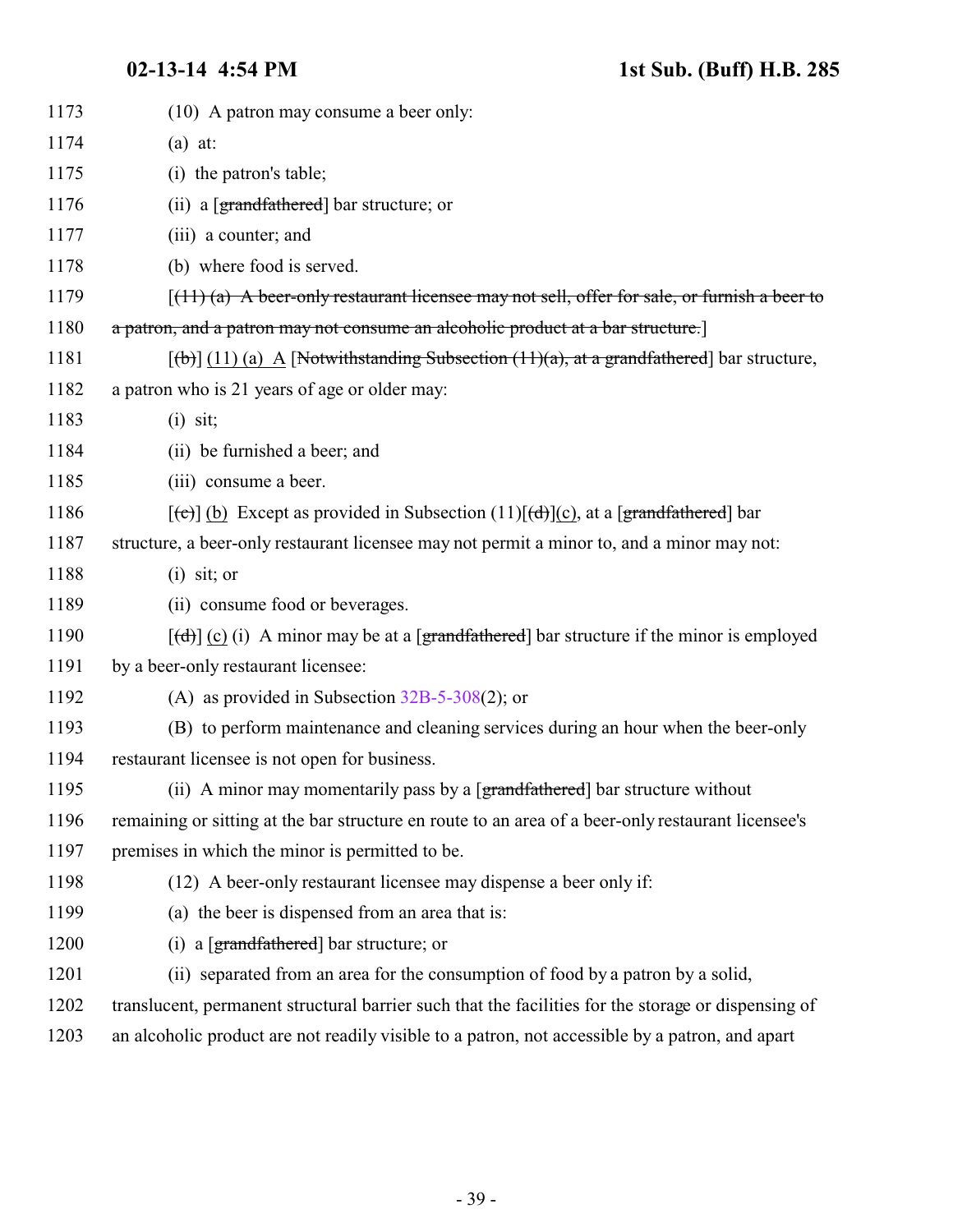1173 (10) A patron may consume a beer only:

1174 (a) at:

1175 (i) the patron's table;

1176 (ii) a [~~grandfathered~~] bar structure; or

1177 (iii) a counter; and

1178 (b) where food is served.

1179 [~~(11) (a) A beer-only restaurant licensee may not sell, offer for sale, or furnish a beer to~~

1180 ~~a patron, and a patron may not consume an alcoholic product at a bar structure.~~]

1181 [~~(b)~~] (11) (a) A [~~Notwithstanding Subsection (11)(a), at a grandfathered~~] bar structure,

1182 a patron who is 21 years of age or older may:

1183 (i) sit;

1184 (ii) be furnished a beer; and

1185 (iii) consume a beer.

1186 [~~(c)~~] (b) Except as provided in Subsection (11)[~~(d)~~](c), at a [~~grandfathered~~] bar

1187 structure, a beer-only restaurant licensee may not permit a minor to, and a minor may not:

1188 (i) sit; or

1189 (ii) consume food or beverages.

1190 [~~(d)~~] (c) (i) A minor may be at a [~~grandfathered~~] bar structure if the minor is employed

1191 by a beer-only restaurant licensee:

1192 (A) as provided in Subsection 32B-5-308(2); or

1193 (B) to perform maintenance and cleaning services during an hour when the beer-only

1194 restaurant licensee is not open for business.

1195 (ii) A minor may momentarily pass by a [~~grandfathered~~] bar structure without

1196 remaining or sitting at the bar structure en route to an area of a beer-only restaurant licensee's

1197 premises in which the minor is permitted to be.

1198 (12) A beer-only restaurant licensee may dispense a beer only if:

1199 (a) the beer is dispensed from an area that is:

1200 (i) a [~~grandfathered~~] bar structure; or

1201 (ii) separated from an area for the consumption of food by a patron by a solid,

1202 translucent, permanent structural barrier such that the facilities for the storage or dispensing of

1203 an alcoholic product are not readily visible to a patron, not accessible by a patron, and apart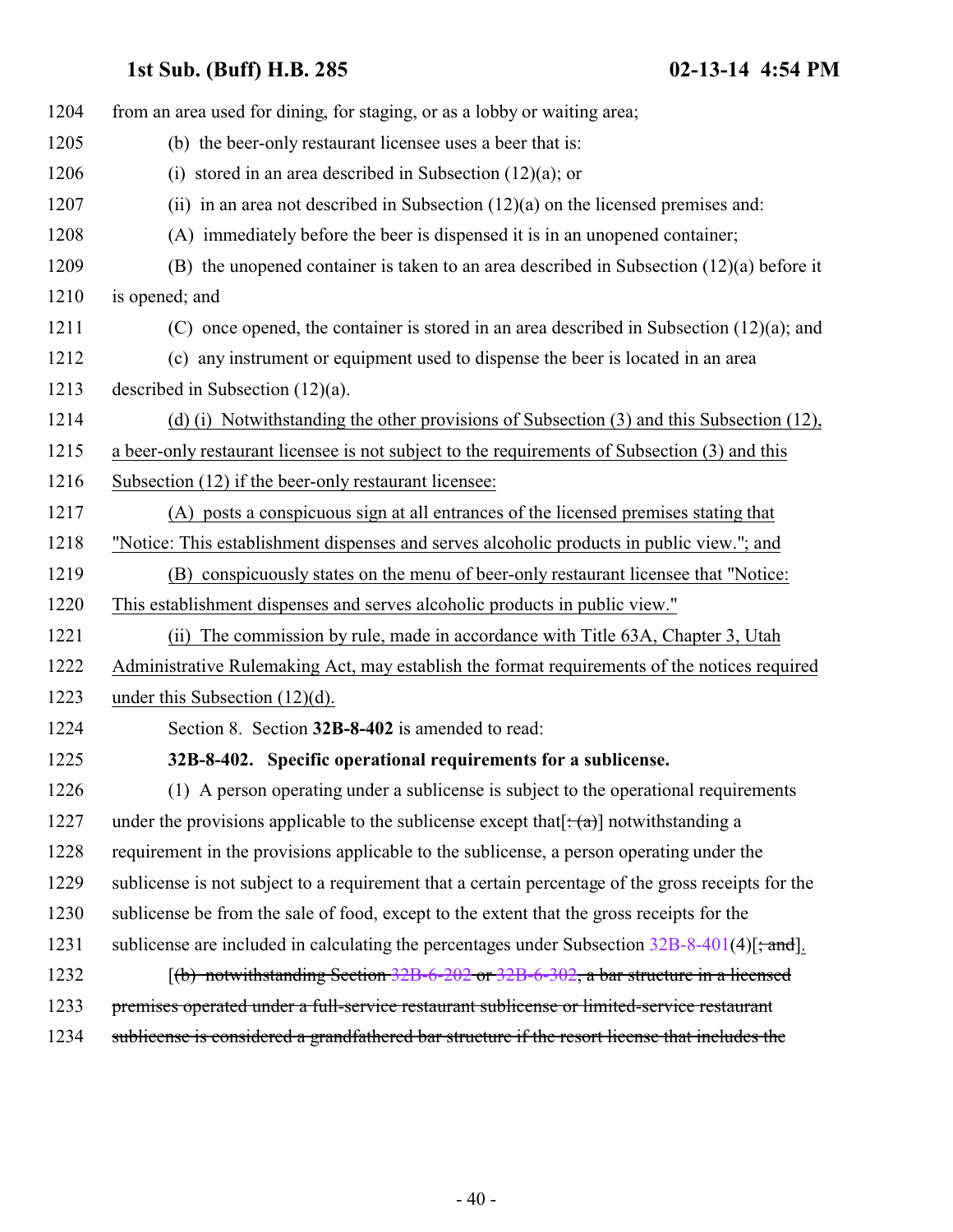1204 from an area used for dining, for staging, or as a lobby or waiting area;

1205 (b) the beer-only restaurant licensee uses a beer that is:

1206 (i) stored in an area described in Subsection (12)(a); or

1207 (ii) in an area not described in Subsection (12)(a) on the licensed premises and:

1208 (A) immediately before the beer is dispensed it is in an unopened container;

1209 (B) the unopened container is taken to an area described in Subsection (12)(a) before it

1210 is opened; and

1211 (C) once opened, the container is stored in an area described in Subsection (12)(a); and

1212 (c) any instrument or equipment used to dispense the beer is located in an area

1213 described in Subsection (12)(a).

1214 <u>(d) (i) Notwithstanding the other provisions of Subsection (3) and this Subsection (12),</u>

1215 <u>a beer-only restaurant licensee is not subject to the requirements of Subsection (3) and this</u>

1216 <u>Subsection (12) if the beer-only restaurant licensee:</u>

1217 <u>(A) posts a conspicuous sign at all entrances of the licensed premises stating that</u>

1218 <u>"Notice: This establishment dispenses and serves alcoholic products in public view."; and</u>

1219 <u>(B) conspicuously states on the menu of beer-only restaurant licensee that "Notice:</u>

1220 <u>This establishment dispenses and serves alcoholic products in public view."</u>

1221 <u>(ii) The commission by rule, made in accordance with Title 63A, Chapter 3, Utah</u>

1222 <u>Administrative Rulemaking Act, may establish the format requirements of the notices required</u>

1223 <u>under this Subsection (12)(d).</u>

1224 Section 8. Section **32B-8-402** is amended to read:

1225 **32B-8-402. Specific operational requirements for a sublicense.**

1226 (1) A person operating under a sublicense is subject to the operational requirements

1227 under the provisions applicable to the sublicense except that[~~: (a)~~] notwithstanding a

1228 requirement in the provisions applicable to the sublicense, a person operating under the

1229 sublicense is not subject to a requirement that a certain percentage of the gross receipts for the

1230 sublicense be from the sale of food, except to the extent that the gross receipts for the

1231 sublicense are included in calculating the percentages under Subsection 32B-8-401(4)[~~; and~~]<u>.</u>

1232 [~~(b) notwithstanding Section 32B-6-202 or 32B-6-302, a bar structure in a licensed~~

1233 ~~premises operated under a full-service restaurant sublicense or limited-service restaurant~~

1234 ~~sublicense is considered a grandfathered bar structure if the resort license that includes the~~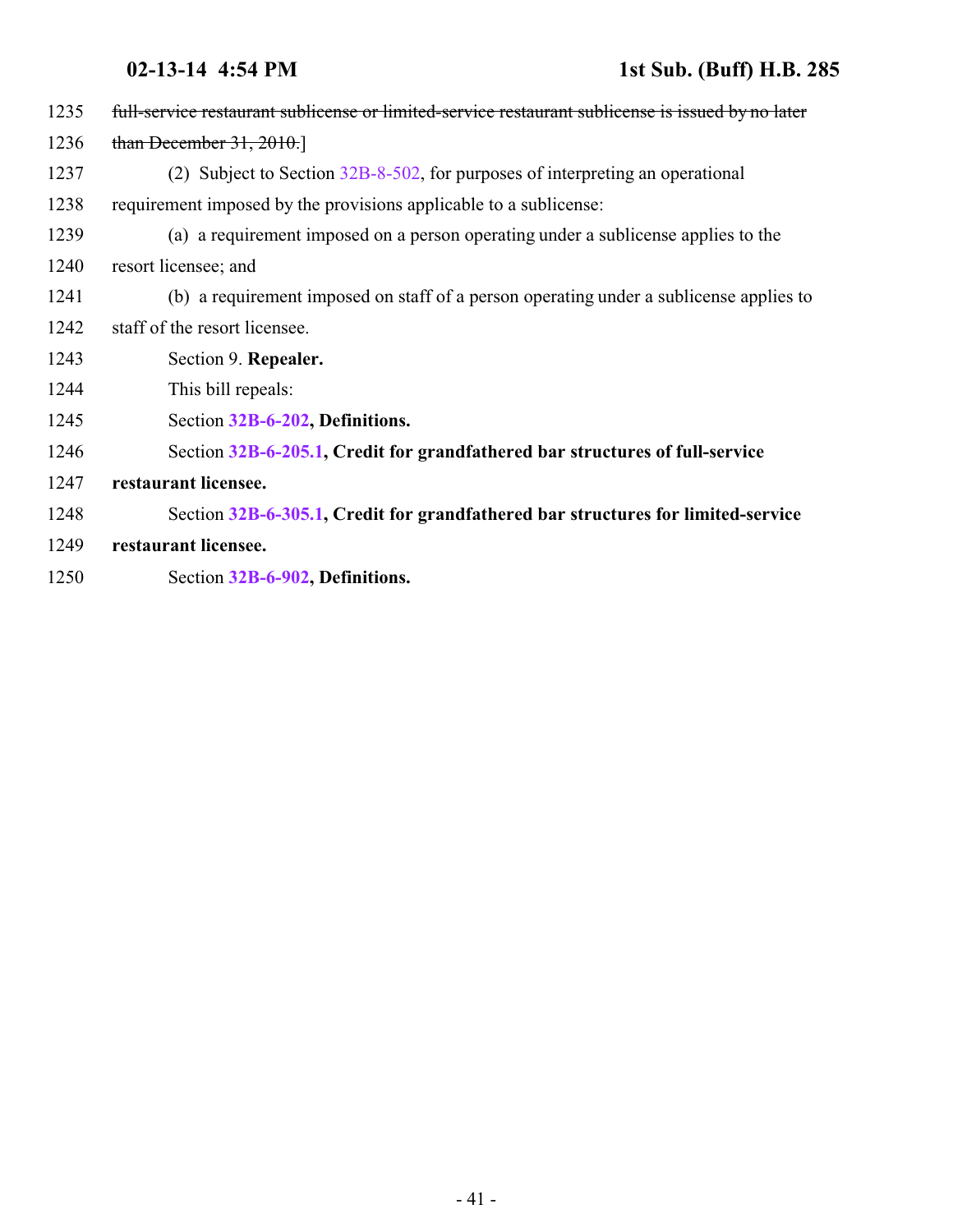1235 ~~full-service restaurant sublicense or limited-service restaurant sublicense is issued by no later~~
1236 ~~than December 31, 2010.~~]

1237 (2) Subject to Section 32B-8-502, for purposes of interpreting an operational
1238 requirement imposed by the provisions applicable to a sublicense:

1239 (a) a requirement imposed on a person operating under a sublicense applies to the
1240 resort licensee; and

1241 (b) a requirement imposed on staff of a person operating under a sublicense applies to
1242 staff of the resort licensee.

1243 Section 9. **Repealer.**

1244 This bill repeals:

1245 Section **32B-6-202, Definitions.**

1246 Section **32B-6-205.1, Credit for grandfathered bar structures of full-service**
1247 **restaurant licensee.**

1248 Section **32B-6-305.1, Credit for grandfathered bar structures for limited-service**
1249 **restaurant licensee.**

1250 Section **32B-6-902, Definitions.**